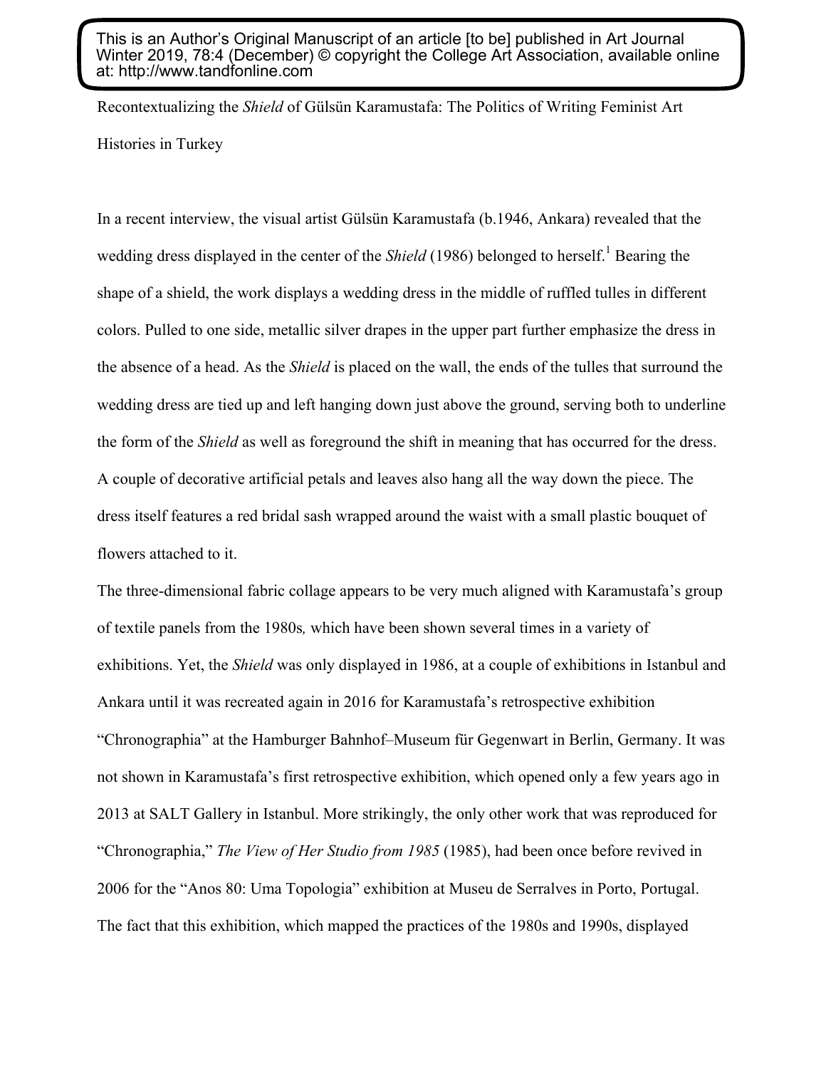This is an Author's Original Manuscript of an article [to be] published in Art Journal Winter 2019, 78:4 (December) © copyright the College Art Association, available online at: http://www.tandfonline.com

# Recontextualizing the *Shield* of Gülsün Karamustafa: The Politics of Writing Feminist Art Histories in Turkey

In a recent interview, the visual artist Gülsün Karamustafa (b.1946, Ankara) revealed that the wedding dress displayed in the center of the *Shield* (1986) belonged to herself.[1] Bearing the shape of a shield, the work displays a wedding dress in the middle of ruffled tulles in different colors. Pulled to one side, metallic silver drapes in the upper part further emphasize the dress in the absence of a head. As the *Shield* is placed on the wall, the ends of the tulles that surround the wedding dress are tied up and left hanging down just above the ground, serving both to underline the form of the *Shield* as well as foreground the shift in meaning that has occurred for the dress. A couple of decorative artificial petals and leaves also hang all the way down the piece. The dress itself features a red bridal sash wrapped around the waist with a small plastic bouquet of flowers attached to it.

The three-dimensional fabric collage appears to be very much aligned with Karamustafa's group of textile panels from the 1980s*,* which have been shown several times in a variety of exhibitions. Yet, the *Shield* was only displayed in 1986, at a couple of exhibitions in Istanbul and Ankara until it was recreated again in 2016 for Karamustafa's retrospective exhibition "Chronographia" at the Hamburger Bahnhof–Museum für Gegenwart in Berlin, Germany. It was not shown in Karamustafa's first retrospective exhibition, which opened only a few years ago in 2013 at SALT Gallery in Istanbul. More strikingly, the only other work that was reproduced for "Chronographia," *The View of Her Studio from 1985* (1985), had been once before revived in 2006 for the "Anos 80: Uma Topologia" exhibition at Museu de Serralves in Porto, Portugal. The fact that this exhibition, which mapped the practices of the 1980s and 1990s, displayed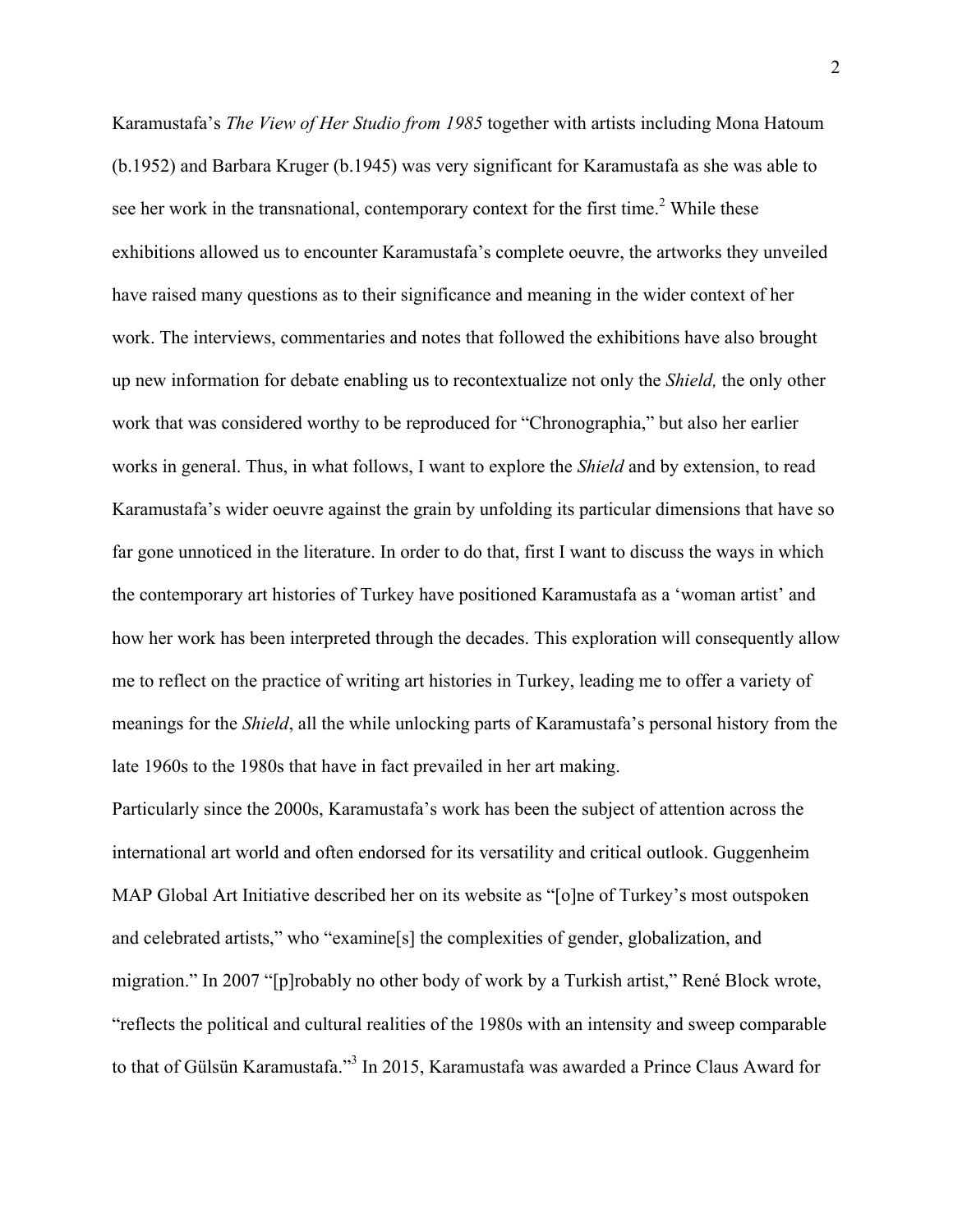Karamustafa's *The View of Her Studio from 1985* together with artists including Mona Hatoum (b.1952) and Barbara Kruger (b.1945) was very significant for Karamustafa as she was able to see her work in the transnational, contemporary context for the first time.[2] While these exhibitions allowed us to encounter Karamustafa's complete oeuvre, the artworks they unveiled have raised many questions as to their significance and meaning in the wider context of her work. The interviews, commentaries and notes that followed the exhibitions have also brought up new information for debate enabling us to recontextualize not only the *Shield,* the only other work that was considered worthy to be reproduced for "Chronographia," but also her earlier works in general. Thus, in what follows, I want to explore the *Shield* and by extension, to read Karamustafa's wider oeuvre against the grain by unfolding its particular dimensions that have so far gone unnoticed in the literature. In order to do that, first I want to discuss the ways in which the contemporary art histories of Turkey have positioned Karamustafa as a 'woman artist' and how her work has been interpreted through the decades. This exploration will consequently allow me to reflect on the practice of writing art histories in Turkey, leading me to offer a variety of meanings for the *Shield*, all the while unlocking parts of Karamustafa's personal history from the late 1960s to the 1980s that have in fact prevailed in her art making.

Particularly since the 2000s, Karamustafa's work has been the subject of attention across the international art world and often endorsed for its versatility and critical outlook. Guggenheim MAP Global Art Initiative described her on its website as "[o]ne of Turkey's most outspoken and celebrated artists," who "examine[s] the complexities of gender, globalization, and migration." In 2007 "[p]robably no other body of work by a Turkish artist," René Block wrote, "reflects the political and cultural realities of the 1980s with an intensity and sweep comparable to that of Gülsün Karamustafa."[3] In 2015, Karamustafa was awarded a Prince Claus Award for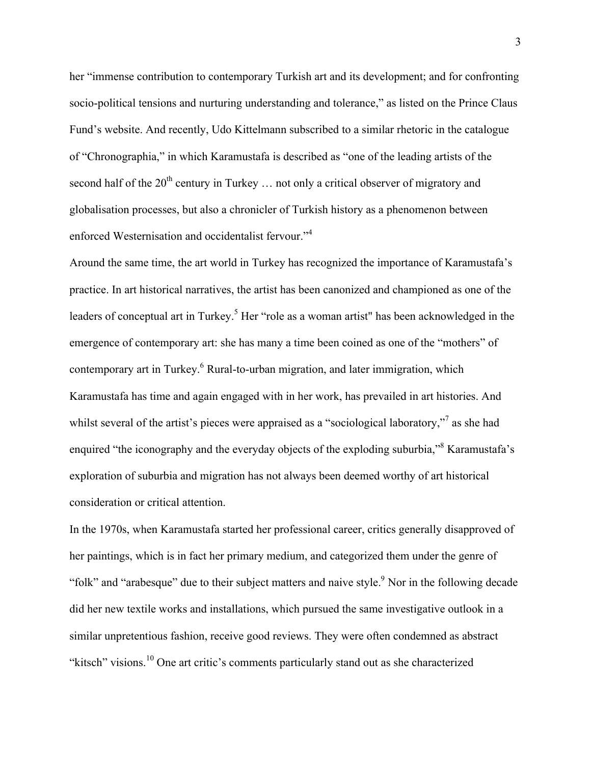her "immense contribution to contemporary Turkish art and its development; and for confronting socio-political tensions and nurturing understanding and tolerance," as listed on the Prince Claus Fund's website. And recently, Udo Kittelmann subscribed to a similar rhetoric in the catalogue of "Chronographia," in which Karamustafa is described as "one of the leading artists of the second half of the 20th century in Turkey … not only a critical observer of migratory and globalisation processes, but also a chronicler of Turkish history as a phenomenon between enforced Westernisation and occidentalist fervour."[4]

Around the same time, the art world in Turkey has recognized the importance of Karamustafa's practice. In art historical narratives, the artist has been canonized and championed as one of the leaders of conceptual art in Turkey.[5] Her "role as a woman artist" has been acknowledged in the emergence of contemporary art: she has many a time been coined as one of the "mothers" of contemporary art in Turkey.[6] Rural-to-urban migration, and later immigration, which Karamustafa has time and again engaged with in her work, has prevailed in art histories. And whilst several of the artist's pieces were appraised as a "sociological laboratory,"[7] as she had enquired "the iconography and the everyday objects of the exploding suburbia,"[8] Karamustafa's exploration of suburbia and migration has not always been deemed worthy of art historical consideration or critical attention.

In the 1970s, when Karamustafa started her professional career, critics generally disapproved of her paintings, which is in fact her primary medium, and categorized them under the genre of "folk" and "arabesque" due to their subject matters and naive style.[9] Nor in the following decade did her new textile works and installations, which pursued the same investigative outlook in a similar unpretentious fashion, receive good reviews. They were often condemned as abstract "kitsch" visions.[10] One art critic's comments particularly stand out as she characterized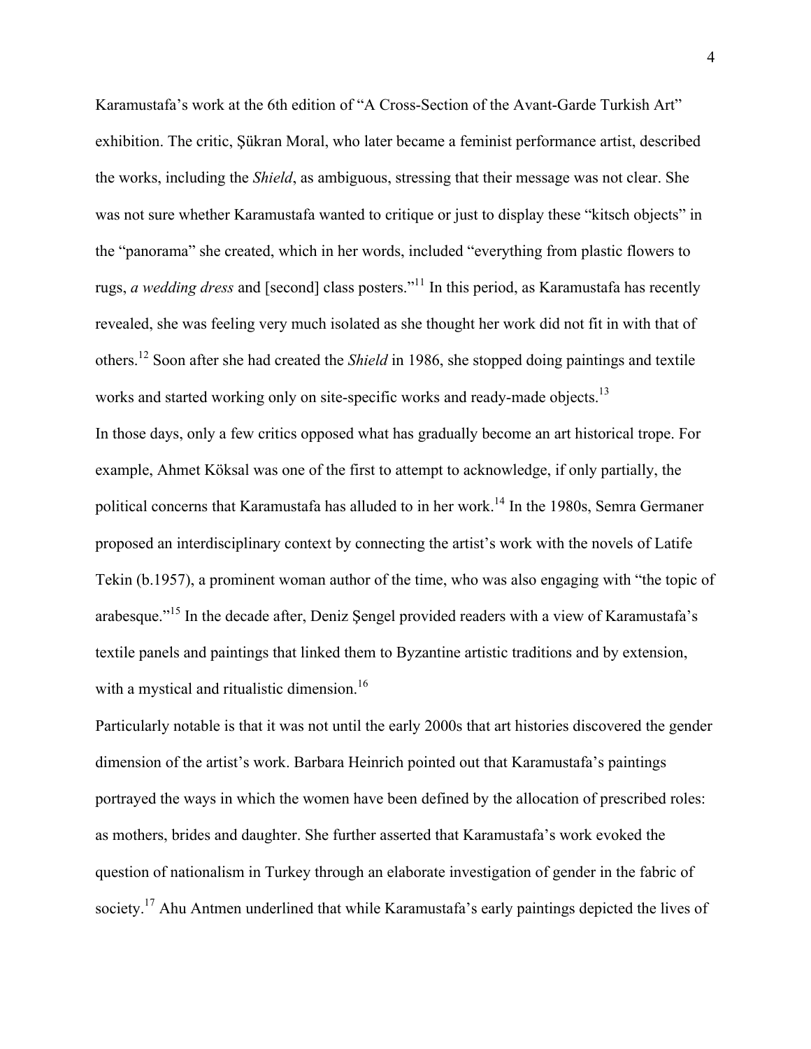Karamustafa's work at the 6th edition of "A Cross-Section of the Avant-Garde Turkish Art" exhibition. The critic, Şükran Moral, who later became a feminist performance artist, described the works, including the *Shield*, as ambiguous, stressing that their message was not clear. She was not sure whether Karamustafa wanted to critique or just to display these "kitsch objects" in the "panorama" she created, which in her words, included "everything from plastic flowers to rugs, *a wedding dress* and [second] class posters."[11] In this period, as Karamustafa has recently revealed, she was feeling very much isolated as she thought her work did not fit in with that of others.[12] Soon after she had created the *Shield* in 1986, she stopped doing paintings and textile works and started working only on site-specific works and ready-made objects.[13]

In those days, only a few critics opposed what has gradually become an art historical trope. For example, Ahmet Köksal was one of the first to attempt to acknowledge, if only partially, the political concerns that Karamustafa has alluded to in her work.[14] In the 1980s, Semra Germaner proposed an interdisciplinary context by connecting the artist's work with the novels of Latife Tekin (b.1957), a prominent woman author of the time, who was also engaging with "the topic of arabesque."[15] In the decade after, Deniz Şengel provided readers with a view of Karamustafa's textile panels and paintings that linked them to Byzantine artistic traditions and by extension, with a mystical and ritualistic dimension.[16]

Particularly notable is that it was not until the early 2000s that art histories discovered the gender dimension of the artist's work. Barbara Heinrich pointed out that Karamustafa's paintings portrayed the ways in which the women have been defined by the allocation of prescribed roles: as mothers, brides and daughter. She further asserted that Karamustafa's work evoked the question of nationalism in Turkey through an elaborate investigation of gender in the fabric of society.[17] Ahu Antmen underlined that while Karamustafa's early paintings depicted the lives of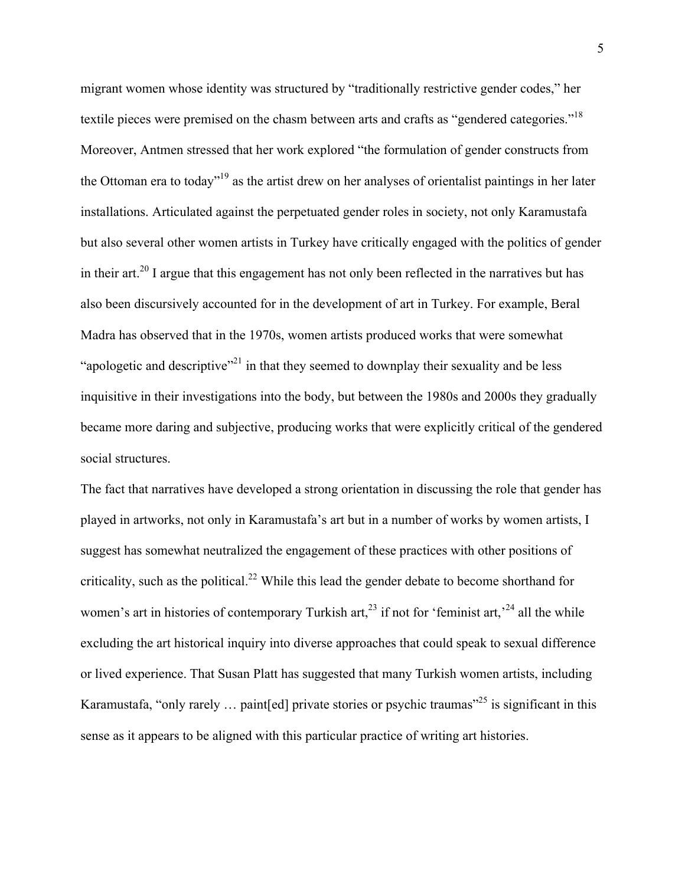migrant women whose identity was structured by "traditionally restrictive gender codes," her textile pieces were premised on the chasm between arts and crafts as "gendered categories."[18] Moreover, Antmen stressed that her work explored "the formulation of gender constructs from the Ottoman era to today"[19] as the artist drew on her analyses of orientalist paintings in her later installations. Articulated against the perpetuated gender roles in society, not only Karamustafa but also several other women artists in Turkey have critically engaged with the politics of gender in their art.[20] I argue that this engagement has not only been reflected in the narratives but has also been discursively accounted for in the development of art in Turkey. For example, Beral Madra has observed that in the 1970s, women artists produced works that were somewhat "apologetic and descriptive"[21] in that they seemed to downplay their sexuality and be less inquisitive in their investigations into the body, but between the 1980s and 2000s they gradually became more daring and subjective, producing works that were explicitly critical of the gendered social structures.

The fact that narratives have developed a strong orientation in discussing the role that gender has played in artworks, not only in Karamustafa's art but in a number of works by women artists, I suggest has somewhat neutralized the engagement of these practices with other positions of criticality, such as the political.[22] While this lead the gender debate to become shorthand for women's art in histories of contemporary Turkish art,[23] if not for 'feminist art,'[24] all the while excluding the art historical inquiry into diverse approaches that could speak to sexual difference or lived experience. That Susan Platt has suggested that many Turkish women artists, including Karamustafa, "only rarely … paint[ed] private stories or psychic traumas"[25] is significant in this sense as it appears to be aligned with this particular practice of writing art histories.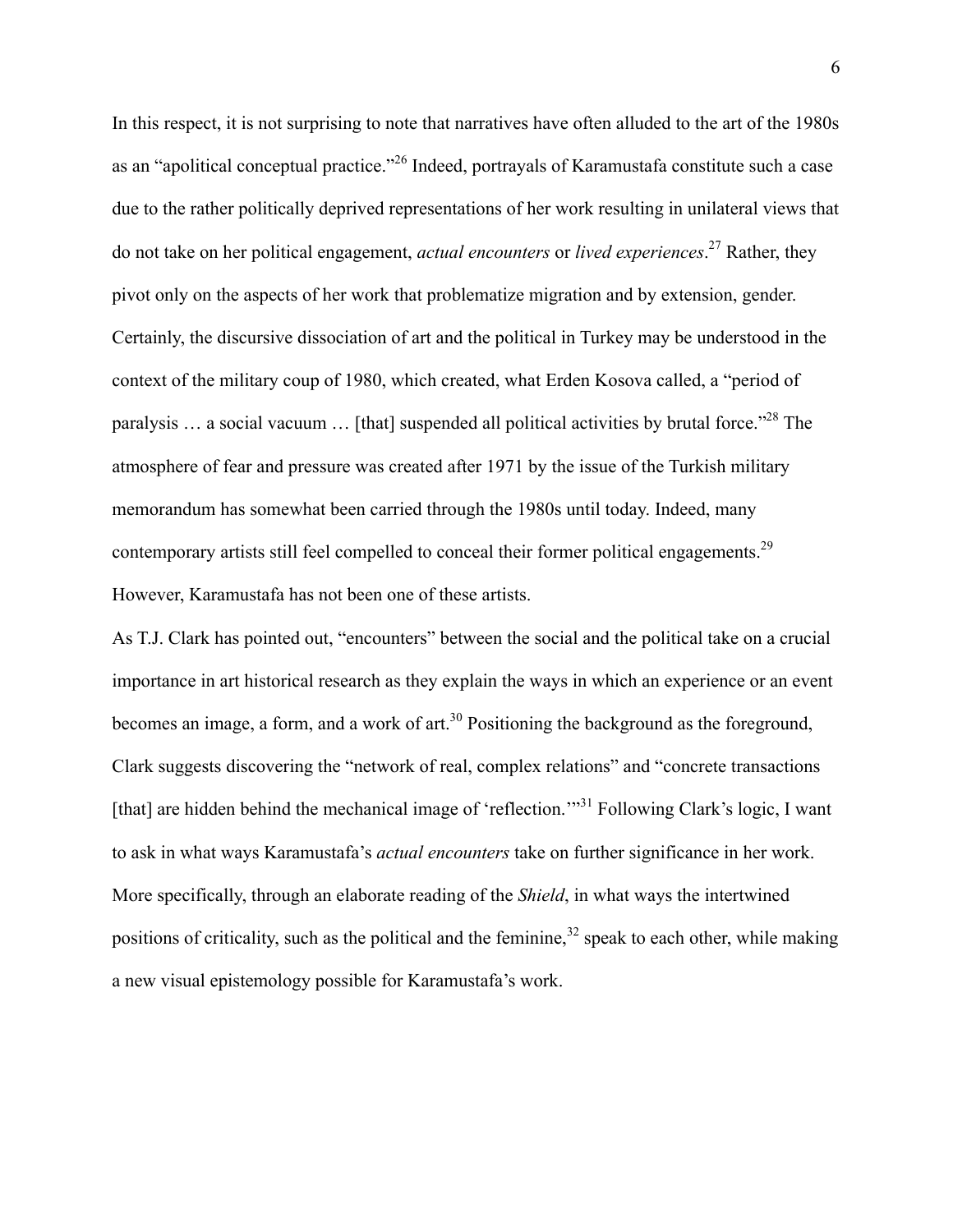In this respect, it is not surprising to note that narratives have often alluded to the art of the 1980s as an "apolitical conceptual practice."[26] Indeed, portrayals of Karamustafa constitute such a case due to the rather politically deprived representations of her work resulting in unilateral views that do not take on her political engagement, *actual encounters* or *lived experiences*.[27] Rather, they pivot only on the aspects of her work that problematize migration and by extension, gender. Certainly, the discursive dissociation of art and the political in Turkey may be understood in the context of the military coup of 1980, which created, what Erden Kosova called, a "period of paralysis … a social vacuum … [that] suspended all political activities by brutal force."[28] The atmosphere of fear and pressure was created after 1971 by the issue of the Turkish military memorandum has somewhat been carried through the 1980s until today. Indeed, many contemporary artists still feel compelled to conceal their former political engagements.[29] However, Karamustafa has not been one of these artists.

As T.J. Clark has pointed out, "encounters" between the social and the political take on a crucial importance in art historical research as they explain the ways in which an experience or an event becomes an image, a form, and a work of art.[30] Positioning the background as the foreground, Clark suggests discovering the "network of real, complex relations" and "concrete transactions [that] are hidden behind the mechanical image of 'reflection.'"[31] Following Clark's logic, I want to ask in what ways Karamustafa's *actual encounters* take on further significance in her work. More specifically, through an elaborate reading of the *Shield*, in what ways the intertwined positions of criticality, such as the political and the feminine,[32] speak to each other, while making a new visual epistemology possible for Karamustafa's work.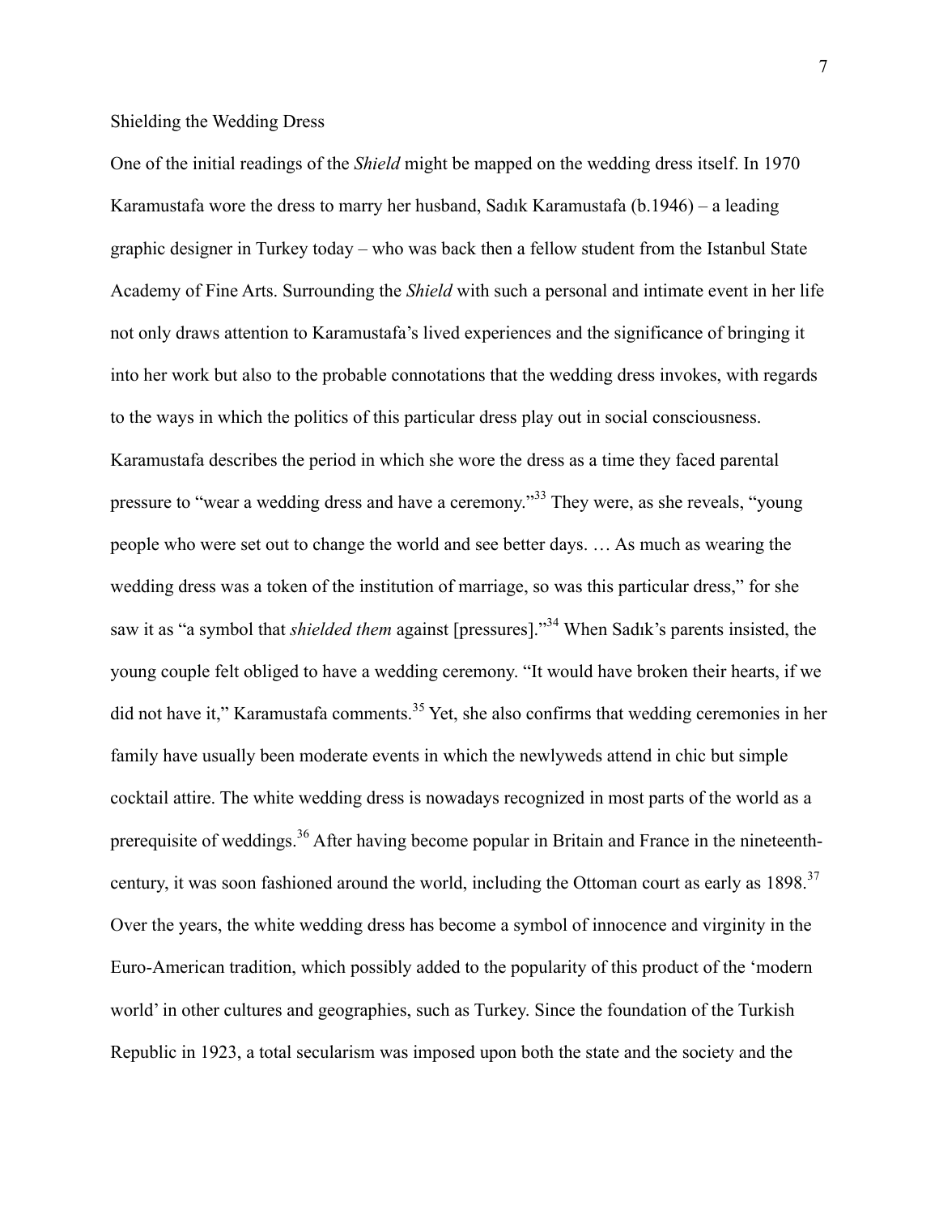## Shielding the Wedding Dress

One of the initial readings of the *Shield* might be mapped on the wedding dress itself. In 1970 Karamustafa wore the dress to marry her husband, Sadık Karamustafa (b.1946) – a leading graphic designer in Turkey today – who was back then a fellow student from the Istanbul State Academy of Fine Arts. Surrounding the *Shield* with such a personal and intimate event in her life not only draws attention to Karamustafa's lived experiences and the significance of bringing it into her work but also to the probable connotations that the wedding dress invokes, with regards to the ways in which the politics of this particular dress play out in social consciousness. Karamustafa describes the period in which she wore the dress as a time they faced parental pressure to "wear a wedding dress and have a ceremony."[33] They were, as she reveals, "young people who were set out to change the world and see better days. … As much as wearing the wedding dress was a token of the institution of marriage, so was this particular dress," for she saw it as "a symbol that *shielded them* against [pressures]."[34] When Sadık's parents insisted, the young couple felt obliged to have a wedding ceremony. "It would have broken their hearts, if we did not have it," Karamustafa comments.[35] Yet, she also confirms that wedding ceremonies in her family have usually been moderate events in which the newlyweds attend in chic but simple cocktail attire. The white wedding dress is nowadays recognized in most parts of the world as a prerequisite of weddings.[36] After having become popular in Britain and France in the nineteenth-century, it was soon fashioned around the world, including the Ottoman court as early as 1898.[37] Over the years, the white wedding dress has become a symbol of innocence and virginity in the Euro-American tradition, which possibly added to the popularity of this product of the 'modern world' in other cultures and geographies, such as Turkey. Since the foundation of the Turkish Republic in 1923, a total secularism was imposed upon both the state and the society and the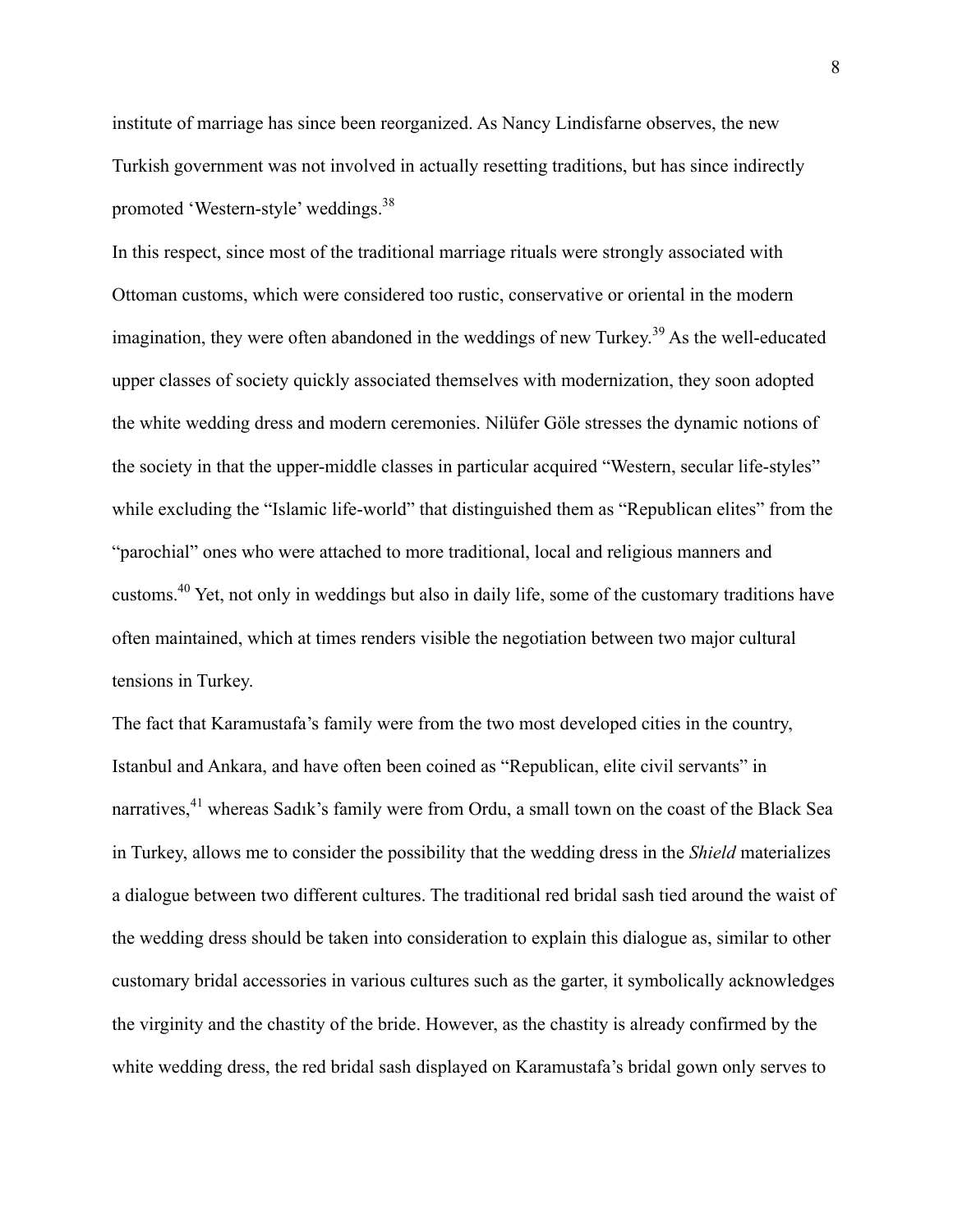institute of marriage has since been reorganized. As Nancy Lindisfarne observes, the new Turkish government was not involved in actually resetting traditions, but has since indirectly promoted 'Western-style' weddings.[38]

In this respect, since most of the traditional marriage rituals were strongly associated with Ottoman customs, which were considered too rustic, conservative or oriental in the modern imagination, they were often abandoned in the weddings of new Turkey.[39] As the well-educated upper classes of society quickly associated themselves with modernization, they soon adopted the white wedding dress and modern ceremonies. Nilüfer Göle stresses the dynamic notions of the society in that the upper-middle classes in particular acquired "Western, secular life-styles" while excluding the "Islamic life-world" that distinguished them as "Republican elites" from the "parochial" ones who were attached to more traditional, local and religious manners and customs.[40] Yet, not only in weddings but also in daily life, some of the customary traditions have often maintained, which at times renders visible the negotiation between two major cultural tensions in Turkey.

The fact that Karamustafa's family were from the two most developed cities in the country, Istanbul and Ankara, and have often been coined as "Republican, elite civil servants" in narratives,[41] whereas Sadık's family were from Ordu, a small town on the coast of the Black Sea in Turkey, allows me to consider the possibility that the wedding dress in the *Shield* materializes a dialogue between two different cultures. The traditional red bridal sash tied around the waist of the wedding dress should be taken into consideration to explain this dialogue as, similar to other customary bridal accessories in various cultures such as the garter, it symbolically acknowledges the virginity and the chastity of the bride. However, as the chastity is already confirmed by the white wedding dress, the red bridal sash displayed on Karamustafa's bridal gown only serves to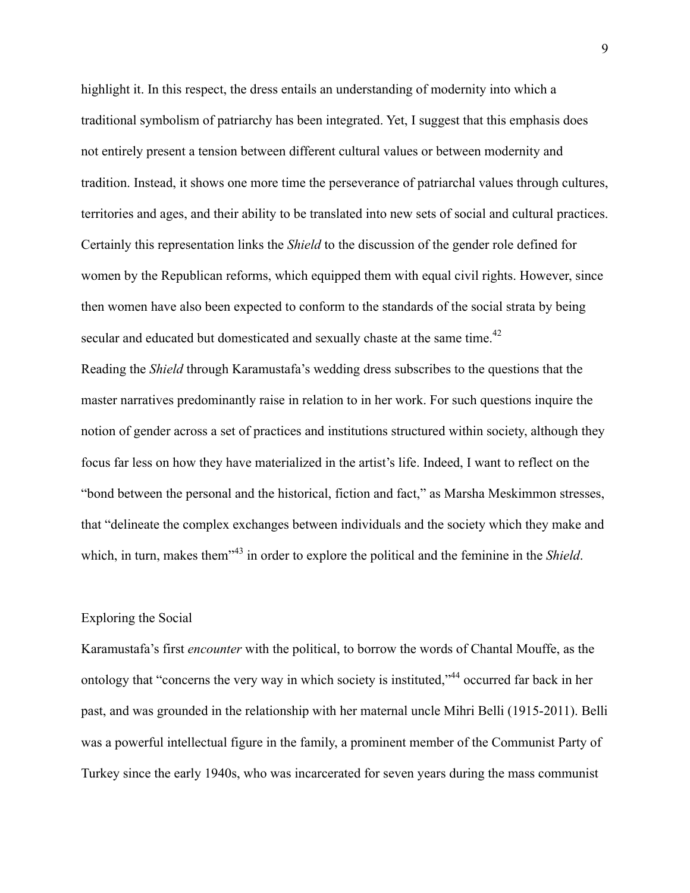highlight it. In this respect, the dress entails an understanding of modernity into which a traditional symbolism of patriarchy has been integrated. Yet, I suggest that this emphasis does not entirely present a tension between different cultural values or between modernity and tradition. Instead, it shows one more time the perseverance of patriarchal values through cultures, territories and ages, and their ability to be translated into new sets of social and cultural practices. Certainly this representation links the *Shield* to the discussion of the gender role defined for women by the Republican reforms, which equipped them with equal civil rights. However, since then women have also been expected to conform to the standards of the social strata by being secular and educated but domesticated and sexually chaste at the same time.[42]

Reading the *Shield* through Karamustafa's wedding dress subscribes to the questions that the master narratives predominantly raise in relation to in her work. For such questions inquire the notion of gender across a set of practices and institutions structured within society, although they focus far less on how they have materialized in the artist's life. Indeed, I want to reflect on the "bond between the personal and the historical, fiction and fact," as Marsha Meskimmon stresses, that "delineate the complex exchanges between individuals and the society which they make and which, in turn, makes them"[43] in order to explore the political and the feminine in the *Shield*.

## Exploring the Social

Karamustafa's first *encounter* with the political, to borrow the words of Chantal Mouffe, as the ontology that "concerns the very way in which society is instituted,"[44] occurred far back in her past, and was grounded in the relationship with her maternal uncle Mihri Belli (1915-2011). Belli was a powerful intellectual figure in the family, a prominent member of the Communist Party of Turkey since the early 1940s, who was incarcerated for seven years during the mass communist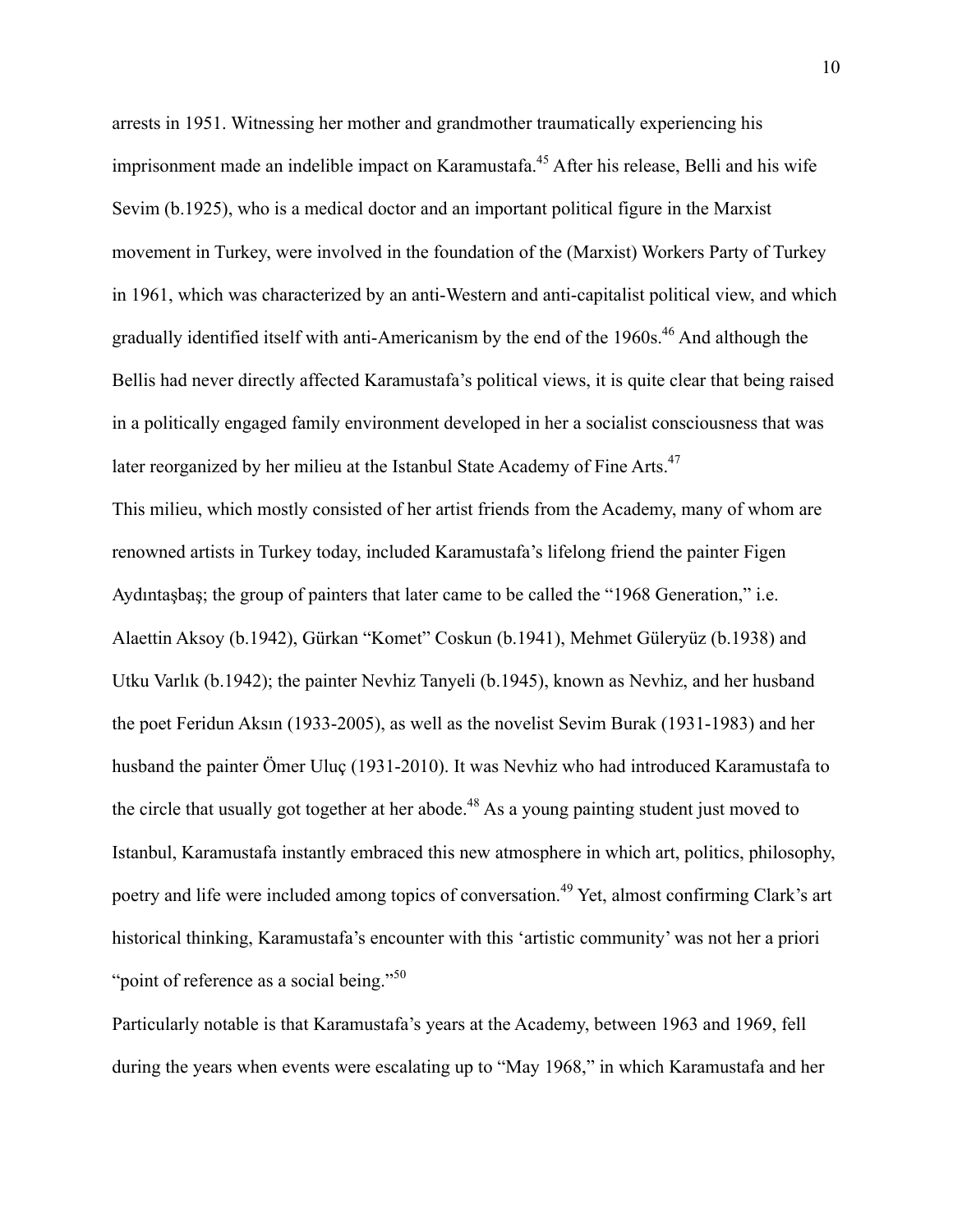arrests in 1951. Witnessing her mother and grandmother traumatically experiencing his imprisonment made an indelible impact on Karamustafa.[45] After his release, Belli and his wife Sevim (b.1925), who is a medical doctor and an important political figure in the Marxist movement in Turkey, were involved in the foundation of the (Marxist) Workers Party of Turkey in 1961, which was characterized by an anti-Western and anti-capitalist political view, and which gradually identified itself with anti-Americanism by the end of the 1960s.[46] And although the Bellis had never directly affected Karamustafa's political views, it is quite clear that being raised in a politically engaged family environment developed in her a socialist consciousness that was later reorganized by her milieu at the Istanbul State Academy of Fine Arts.[47]

This milieu, which mostly consisted of her artist friends from the Academy, many of whom are renowned artists in Turkey today, included Karamustafa's lifelong friend the painter Figen Aydıntaşbaş; the group of painters that later came to be called the "1968 Generation," i.e. Alaettin Aksoy (b.1942), Gürkan "Komet" Coskun (b.1941), Mehmet Güleryüz (b.1938) and Utku Varlık (b.1942); the painter Nevhiz Tanyeli (b.1945), known as Nevhiz, and her husband the poet Feridun Aksın (1933-2005), as well as the novelist Sevim Burak (1931-1983) and her husband the painter Ömer Uluç (1931-2010). It was Nevhiz who had introduced Karamustafa to the circle that usually got together at her abode.[48] As a young painting student just moved to Istanbul, Karamustafa instantly embraced this new atmosphere in which art, politics, philosophy, poetry and life were included among topics of conversation.[49] Yet, almost confirming Clark's art historical thinking, Karamustafa's encounter with this 'artistic community' was not her a priori "point of reference as a social being."[50]

Particularly notable is that Karamustafa's years at the Academy, between 1963 and 1969, fell during the years when events were escalating up to "May 1968," in which Karamustafa and her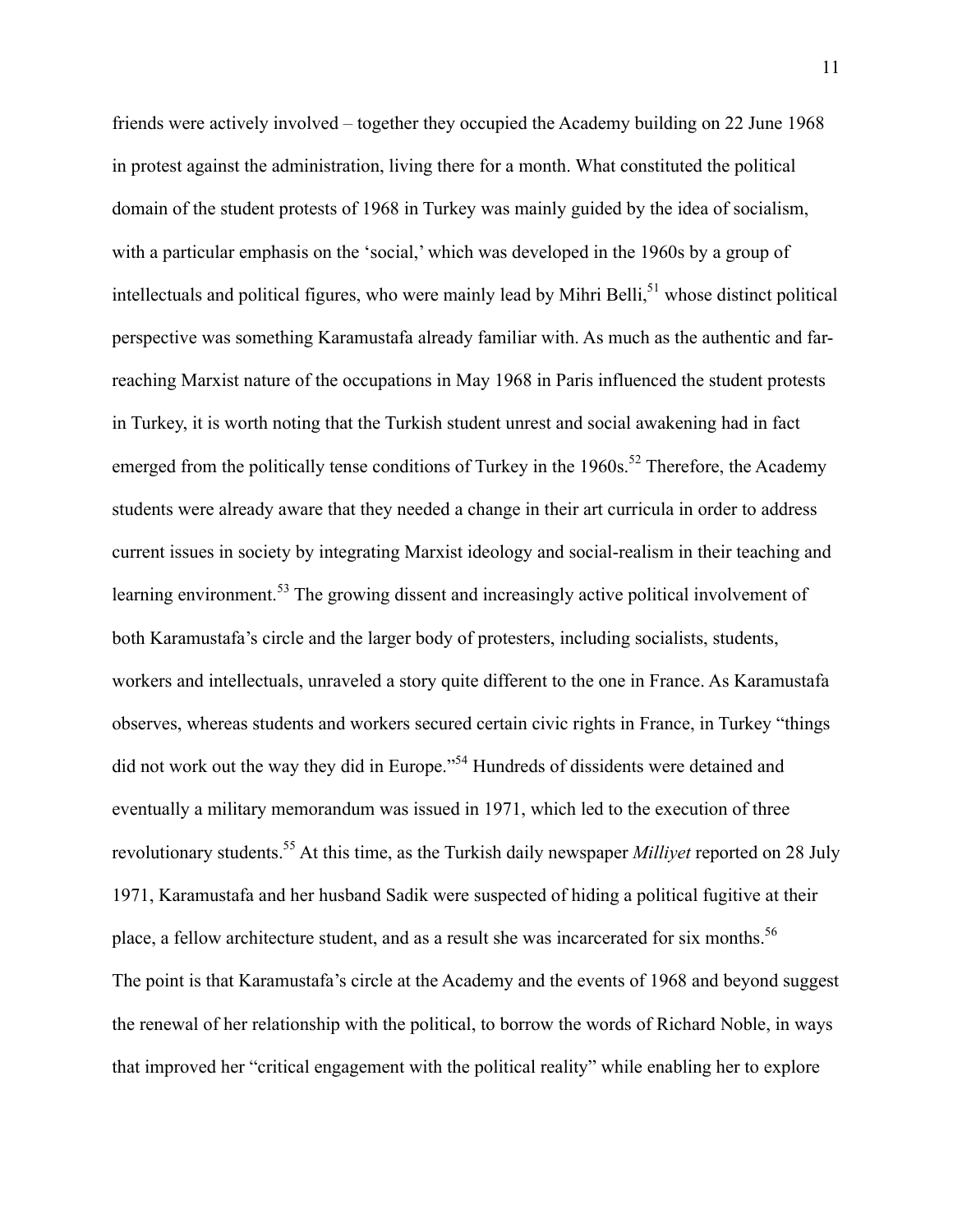friends were actively involved – together they occupied the Academy building on 22 June 1968 in protest against the administration, living there for a month. What constituted the political domain of the student protests of 1968 in Turkey was mainly guided by the idea of socialism, with a particular emphasis on the 'social,' which was developed in the 1960s by a group of intellectuals and political figures, who were mainly lead by Mihri Belli,[51] whose distinct political perspective was something Karamustafa already familiar with. As much as the authentic and far-reaching Marxist nature of the occupations in May 1968 in Paris influenced the student protests in Turkey, it is worth noting that the Turkish student unrest and social awakening had in fact emerged from the politically tense conditions of Turkey in the 1960s.[52] Therefore, the Academy students were already aware that they needed a change in their art curricula in order to address current issues in society by integrating Marxist ideology and social-realism in their teaching and learning environment.[53] The growing dissent and increasingly active political involvement of both Karamustafa's circle and the larger body of protesters, including socialists, students, workers and intellectuals, unraveled a story quite different to the one in France. As Karamustafa observes, whereas students and workers secured certain civic rights in France, in Turkey "things did not work out the way they did in Europe."[54] Hundreds of dissidents were detained and eventually a military memorandum was issued in 1971, which led to the execution of three revolutionary students.[55] At this time, as the Turkish daily newspaper *Milliyet* reported on 28 July 1971, Karamustafa and her husband Sadik were suspected of hiding a political fugitive at their place, a fellow architecture student, and as a result she was incarcerated for six months.[56]

The point is that Karamustafa's circle at the Academy and the events of 1968 and beyond suggest the renewal of her relationship with the political, to borrow the words of Richard Noble, in ways that improved her "critical engagement with the political reality" while enabling her to explore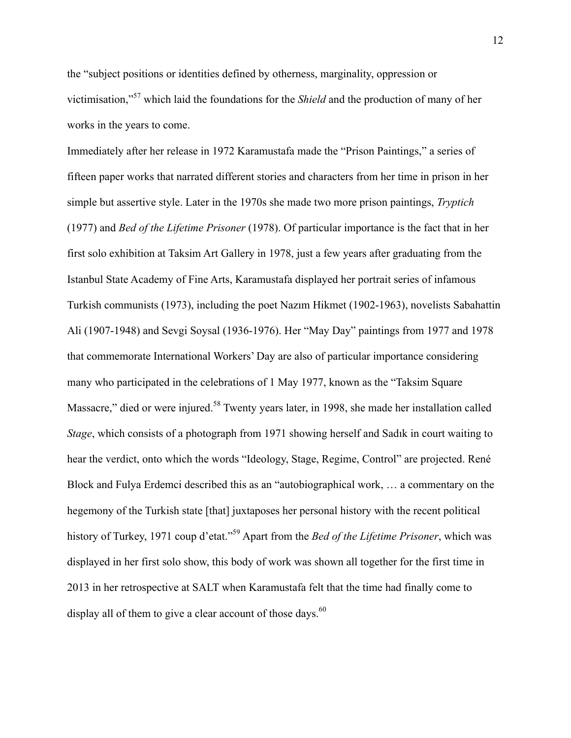the "subject positions or identities defined by otherness, marginality, oppression or victimisation,"[57] which laid the foundations for the *Shield* and the production of many of her works in the years to come.

Immediately after her release in 1972 Karamustafa made the "Prison Paintings," a series of fifteen paper works that narrated different stories and characters from her time in prison in her simple but assertive style. Later in the 1970s she made two more prison paintings, *Tryptich* (1977) and *Bed of the Lifetime Prisoner* (1978). Of particular importance is the fact that in her first solo exhibition at Taksim Art Gallery in 1978, just a few years after graduating from the Istanbul State Academy of Fine Arts, Karamustafa displayed her portrait series of infamous Turkish communists (1973), including the poet Nazım Hikmet (1902-1963), novelists Sabahattin Ali (1907-1948) and Sevgi Soysal (1936-1976). Her "May Day" paintings from 1977 and 1978 that commemorate International Workers' Day are also of particular importance considering many who participated in the celebrations of 1 May 1977, known as the "Taksim Square Massacre," died or were injured.[58] Twenty years later, in 1998, she made her installation called *Stage*, which consists of a photograph from 1971 showing herself and Sadık in court waiting to hear the verdict, onto which the words "Ideology, Stage, Regime, Control" are projected. René Block and Fulya Erdemci described this as an "autobiographical work, … a commentary on the hegemony of the Turkish state [that] juxtaposes her personal history with the recent political history of Turkey, 1971 coup d'etat."[59] Apart from the *Bed of the Lifetime Prisoner*, which was displayed in her first solo show, this body of work was shown all together for the first time in 2013 in her retrospective at SALT when Karamustafa felt that the time had finally come to display all of them to give a clear account of those days.[60]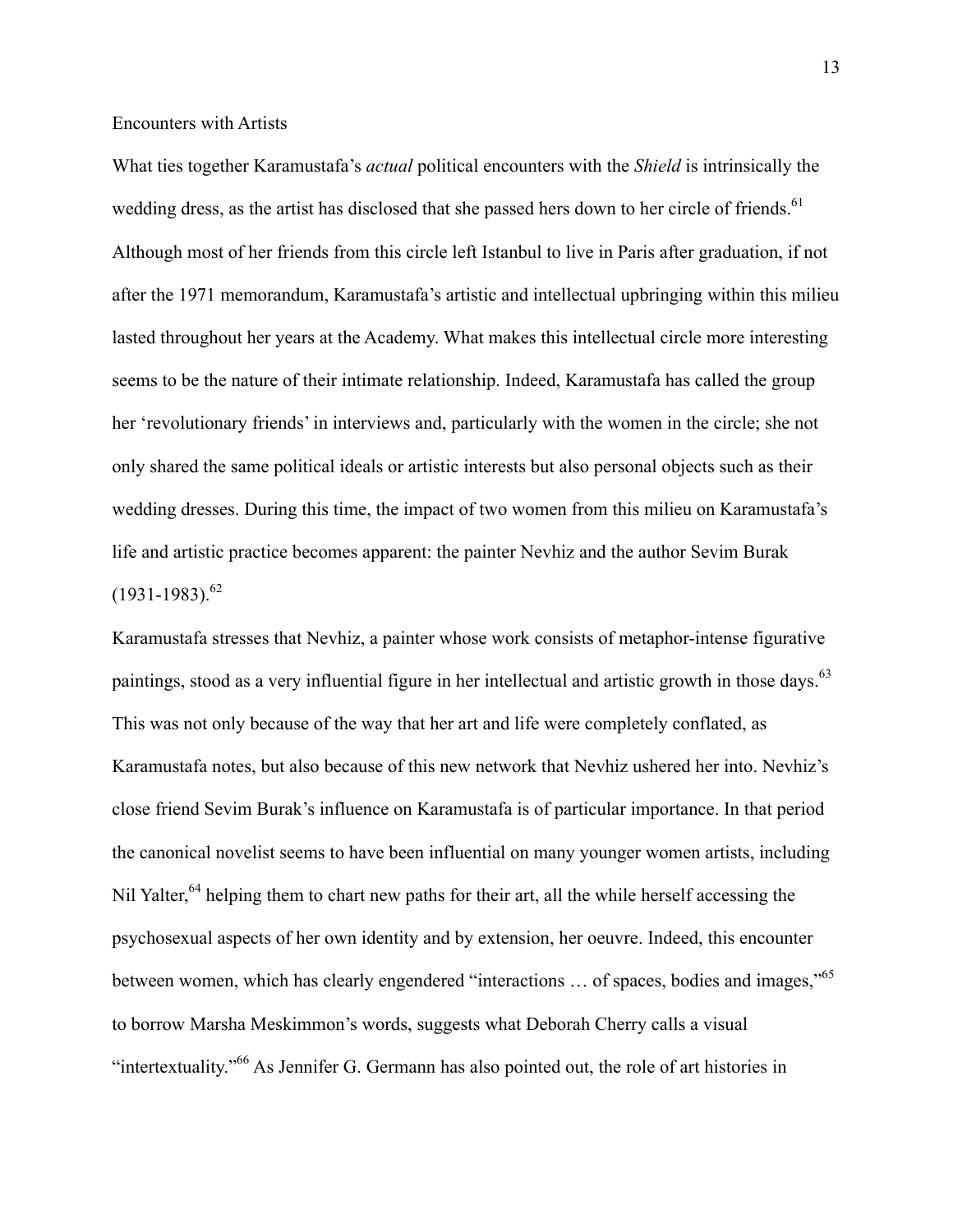## Encounters with Artists

What ties together Karamustafa's *actual* political encounters with the *Shield* is intrinsically the wedding dress, as the artist has disclosed that she passed hers down to her circle of friends.[61] Although most of her friends from this circle left Istanbul to live in Paris after graduation, if not after the 1971 memorandum, Karamustafa's artistic and intellectual upbringing within this milieu lasted throughout her years at the Academy. What makes this intellectual circle more interesting seems to be the nature of their intimate relationship. Indeed, Karamustafa has called the group her 'revolutionary friends' in interviews and, particularly with the women in the circle; she not only shared the same political ideals or artistic interests but also personal objects such as their wedding dresses. During this time, the impact of two women from this milieu on Karamustafa's life and artistic practice becomes apparent: the painter Nevhiz and the author Sevim Burak (1931-1983).[62]

Karamustafa stresses that Nevhiz, a painter whose work consists of metaphor-intense figurative paintings, stood as a very influential figure in her intellectual and artistic growth in those days.[63] This was not only because of the way that her art and life were completely conflated, as Karamustafa notes, but also because of this new network that Nevhiz ushered her into. Nevhiz's close friend Sevim Burak's influence on Karamustafa is of particular importance. In that period the canonical novelist seems to have been influential on many younger women artists, including Nil Yalter,[64] helping them to chart new paths for their art, all the while herself accessing the psychosexual aspects of her own identity and by extension, her oeuvre. Indeed, this encounter between women, which has clearly engendered "interactions … of spaces, bodies and images,"[65] to borrow Marsha Meskimmon's words, suggests what Deborah Cherry calls a visual "intertextuality."[66] As Jennifer G. Germann has also pointed out, the role of art histories in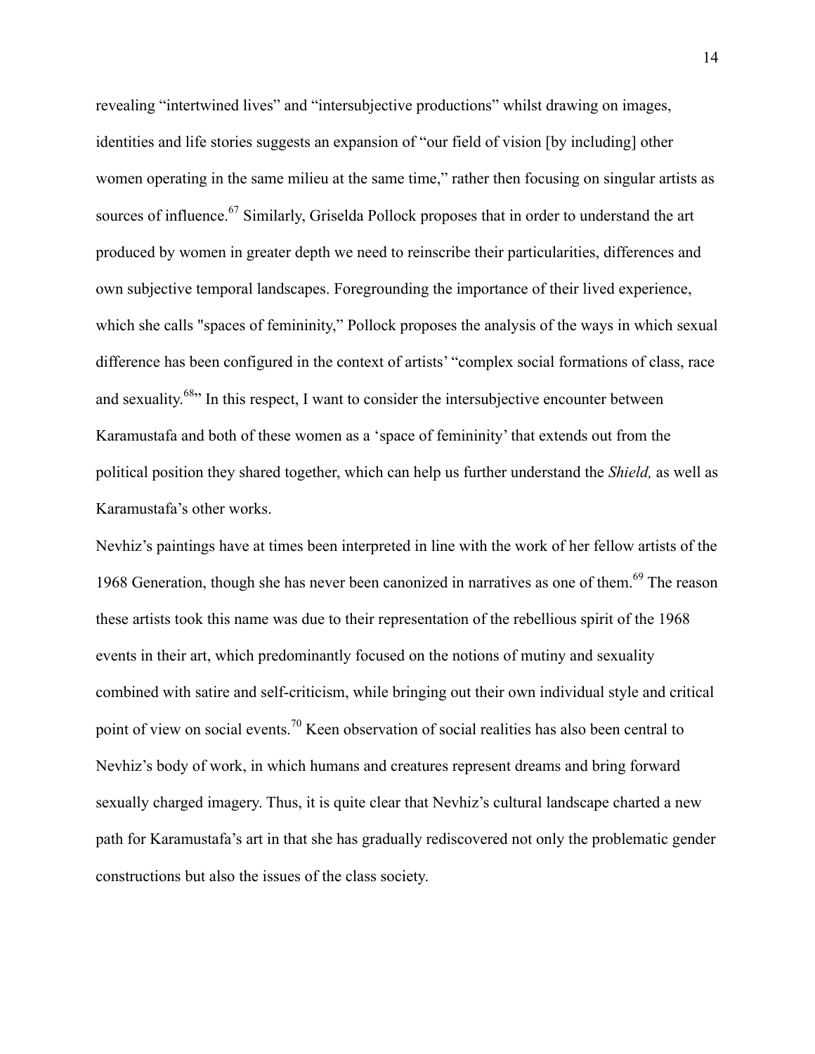revealing "intertwined lives" and "intersubjective productions" whilst drawing on images, identities and life stories suggests an expansion of "our field of vision [by including] other women operating in the same milieu at the same time," rather then focusing on singular artists as sources of influence.[67] Similarly, Griselda Pollock proposes that in order to understand the art produced by women in greater depth we need to reinscribe their particularities, differences and own subjective temporal landscapes. Foregrounding the importance of their lived experience, which she calls "spaces of femininity," Pollock proposes the analysis of the ways in which sexual difference has been configured in the context of artists' "complex social formations of class, race and sexuality.[68]" In this respect, I want to consider the intersubjective encounter between Karamustafa and both of these women as a 'space of femininity' that extends out from the political position they shared together, which can help us further understand the *Shield,* as well as Karamustafa's other works.

Nevhiz's paintings have at times been interpreted in line with the work of her fellow artists of the 1968 Generation, though she has never been canonized in narratives as one of them.[69] The reason these artists took this name was due to their representation of the rebellious spirit of the 1968 events in their art, which predominantly focused on the notions of mutiny and sexuality combined with satire and self-criticism, while bringing out their own individual style and critical point of view on social events.[70] Keen observation of social realities has also been central to Nevhiz's body of work, in which humans and creatures represent dreams and bring forward sexually charged imagery. Thus, it is quite clear that Nevhiz's cultural landscape charted a new path for Karamustafa's art in that she has gradually rediscovered not only the problematic gender constructions but also the issues of the class society.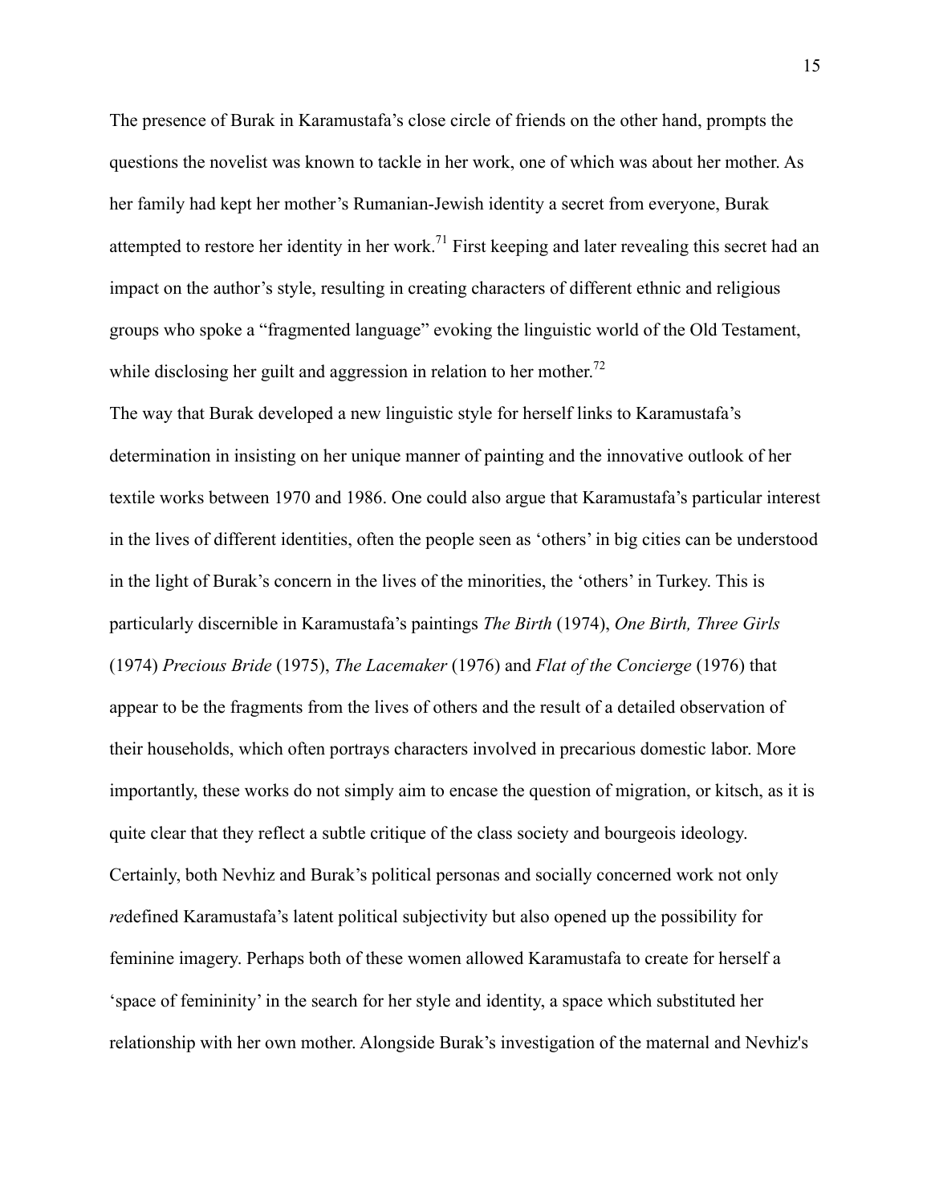The presence of Burak in Karamustafa's close circle of friends on the other hand, prompts the questions the novelist was known to tackle in her work, one of which was about her mother. As her family had kept her mother's Rumanian-Jewish identity a secret from everyone, Burak attempted to restore her identity in her work.[71] First keeping and later revealing this secret had an impact on the author's style, resulting in creating characters of different ethnic and religious groups who spoke a "fragmented language" evoking the linguistic world of the Old Testament, while disclosing her guilt and aggression in relation to her mother.[72]

The way that Burak developed a new linguistic style for herself links to Karamustafa's determination in insisting on her unique manner of painting and the innovative outlook of her textile works between 1970 and 1986. One could also argue that Karamustafa's particular interest in the lives of different identities, often the people seen as 'others' in big cities can be understood in the light of Burak's concern in the lives of the minorities, the 'others' in Turkey. This is particularly discernible in Karamustafa's paintings *The Birth* (1974), *One Birth, Three Girls* (1974) *Precious Bride* (1975), *The Lacemaker* (1976) and *Flat of the Concierge* (1976) that appear to be the fragments from the lives of others and the result of a detailed observation of their households, which often portrays characters involved in precarious domestic labor. More importantly, these works do not simply aim to encase the question of migration, or kitsch, as it is quite clear that they reflect a subtle critique of the class society and bourgeois ideology. Certainly, both Nevhiz and Burak's political personas and socially concerned work not only *re*defined Karamustafa's latent political subjectivity but also opened up the possibility for feminine imagery. Perhaps both of these women allowed Karamustafa to create for herself a 'space of femininity' in the search for her style and identity, a space which substituted her relationship with her own mother. Alongside Burak's investigation of the maternal and Nevhiz's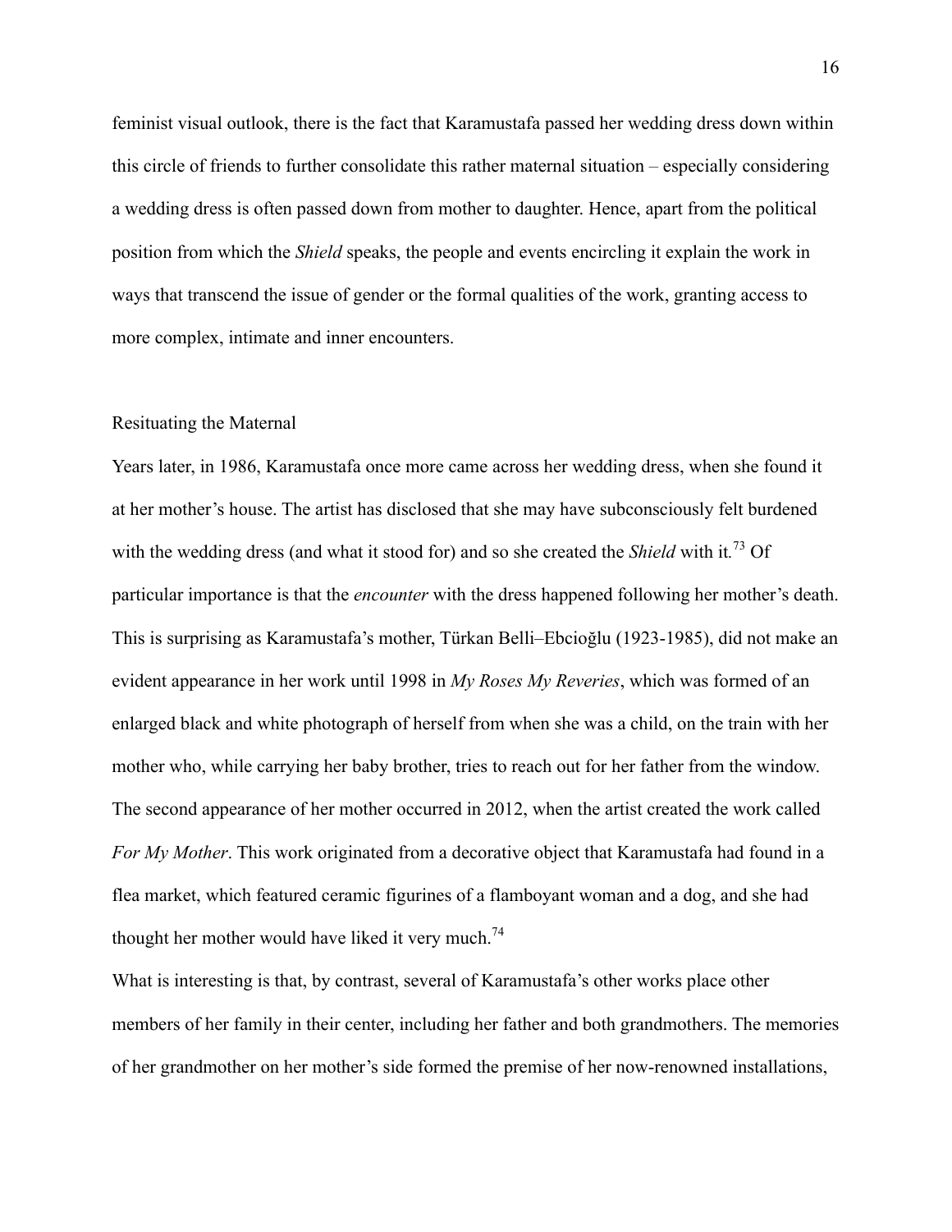feminist visual outlook, there is the fact that Karamustafa passed her wedding dress down within this circle of friends to further consolidate this rather maternal situation – especially considering a wedding dress is often passed down from mother to daughter. Hence, apart from the political position from which the *Shield* speaks, the people and events encircling it explain the work in ways that transcend the issue of gender or the formal qualities of the work, granting access to more complex, intimate and inner encounters.

## Resituating the Maternal

Years later, in 1986, Karamustafa once more came across her wedding dress, when she found it at her mother's house. The artist has disclosed that she may have subconsciously felt burdened with the wedding dress (and what it stood for) and so she created the *Shield* with it.[73] Of particular importance is that the *encounter* with the dress happened following her mother's death. This is surprising as Karamustafa's mother, Türkan Belli–Ebcioğlu (1923-1985), did not make an evident appearance in her work until 1998 in *My Roses My Reveries*, which was formed of an enlarged black and white photograph of herself from when she was a child, on the train with her mother who, while carrying her baby brother, tries to reach out for her father from the window. The second appearance of her mother occurred in 2012, when the artist created the work called *For My Mother*. This work originated from a decorative object that Karamustafa had found in a flea market, which featured ceramic figurines of a flamboyant woman and a dog, and she had thought her mother would have liked it very much.[74]

What is interesting is that, by contrast, several of Karamustafa's other works place other members of her family in their center, including her father and both grandmothers. The memories of her grandmother on her mother's side formed the premise of her now-renowned installations,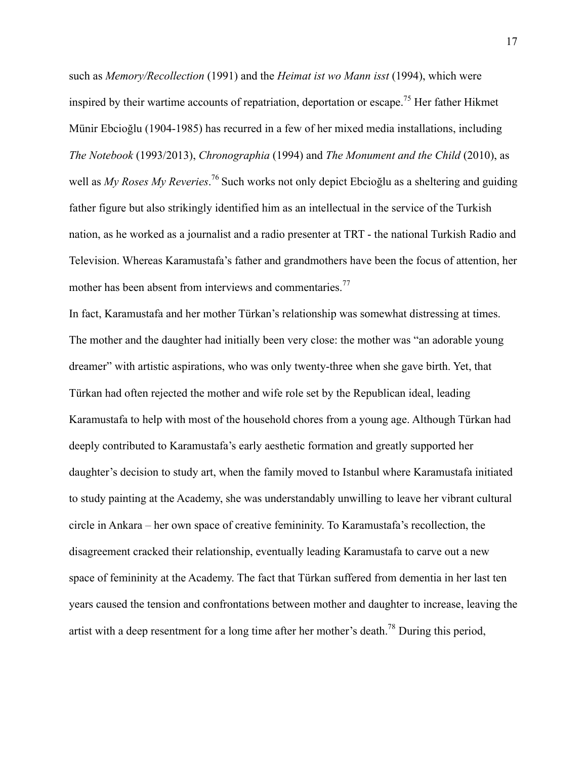such as *Memory/Recollection* (1991) and the *Heimat ist wo Mann isst* (1994), which were inspired by their wartime accounts of repatriation, deportation or escape.[75] Her father Hikmet Münir Ebcioğlu (1904-1985) has recurred in a few of her mixed media installations, including *The Notebook* (1993/2013), *Chronographia* (1994) and *The Monument and the Child* (2010), as well as *My Roses My Reveries*.[76] Such works not only depict Ebcioğlu as a sheltering and guiding father figure but also strikingly identified him as an intellectual in the service of the Turkish nation, as he worked as a journalist and a radio presenter at TRT - the national Turkish Radio and Television. Whereas Karamustafa's father and grandmothers have been the focus of attention, her mother has been absent from interviews and commentaries.[77]

In fact, Karamustafa and her mother Türkan's relationship was somewhat distressing at times. The mother and the daughter had initially been very close: the mother was "an adorable young dreamer" with artistic aspirations, who was only twenty-three when she gave birth. Yet, that Türkan had often rejected the mother and wife role set by the Republican ideal, leading Karamustafa to help with most of the household chores from a young age. Although Türkan had deeply contributed to Karamustafa's early aesthetic formation and greatly supported her daughter's decision to study art, when the family moved to Istanbul where Karamustafa initiated to study painting at the Academy, she was understandably unwilling to leave her vibrant cultural circle in Ankara – her own space of creative femininity. To Karamustafa's recollection, the disagreement cracked their relationship, eventually leading Karamustafa to carve out a new space of femininity at the Academy. The fact that Türkan suffered from dementia in her last ten years caused the tension and confrontations between mother and daughter to increase, leaving the artist with a deep resentment for a long time after her mother's death.[78] During this period,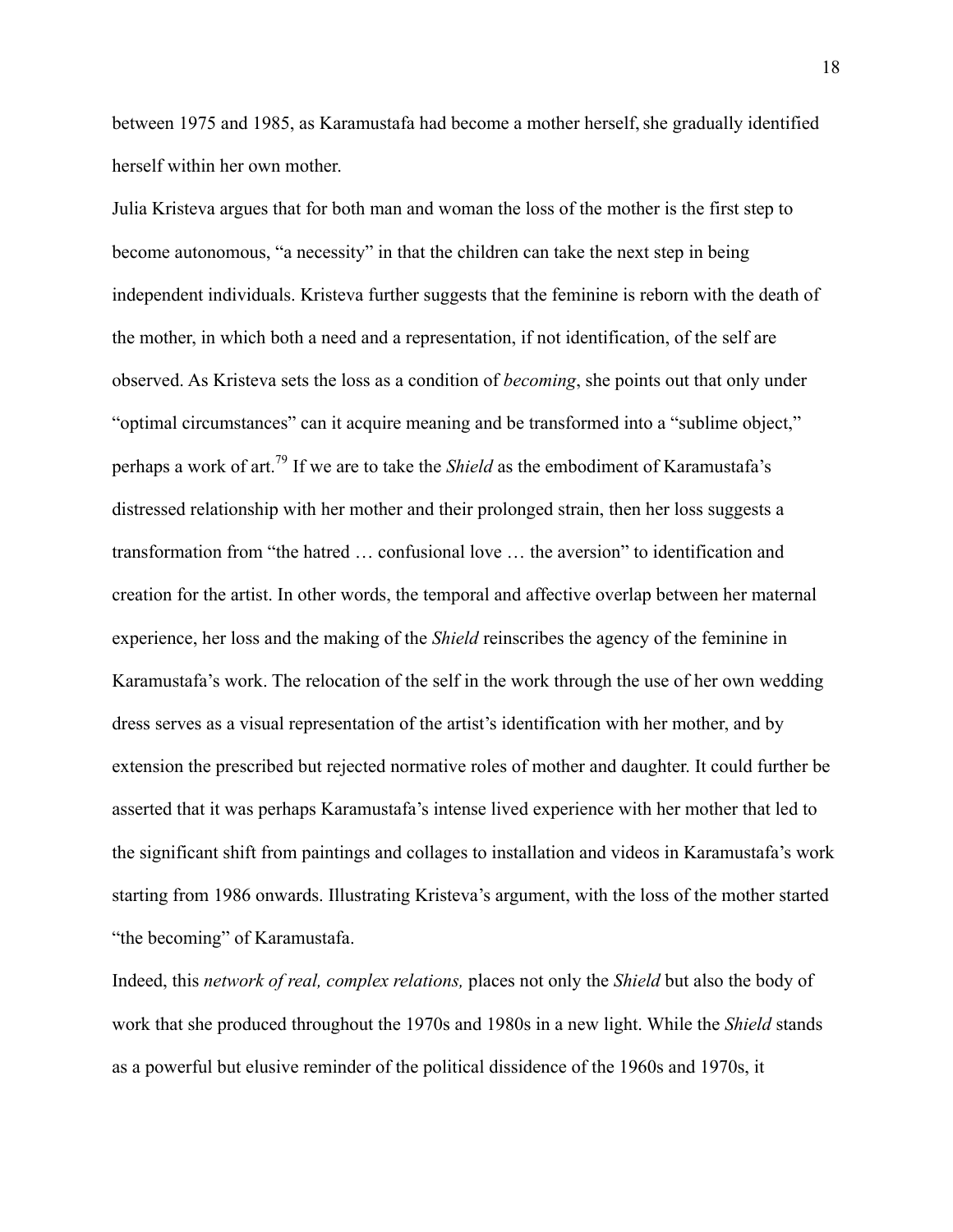between 1975 and 1985, as Karamustafa had become a mother herself, she gradually identified herself within her own mother.

Julia Kristeva argues that for both man and woman the loss of the mother is the first step to become autonomous, "a necessity" in that the children can take the next step in being independent individuals. Kristeva further suggests that the feminine is reborn with the death of the mother, in which both a need and a representation, if not identification, of the self are observed. As Kristeva sets the loss as a condition of *becoming*, she points out that only under "optimal circumstances" can it acquire meaning and be transformed into a "sublime object," perhaps a work of art.[79] If we are to take the *Shield* as the embodiment of Karamustafa's distressed relationship with her mother and their prolonged strain, then her loss suggests a transformation from "the hatred … confusional love … the aversion" to identification and creation for the artist. In other words, the temporal and affective overlap between her maternal experience, her loss and the making of the *Shield* reinscribes the agency of the feminine in Karamustafa's work. The relocation of the self in the work through the use of her own wedding dress serves as a visual representation of the artist's identification with her mother, and by extension the prescribed but rejected normative roles of mother and daughter. It could further be asserted that it was perhaps Karamustafa's intense lived experience with her mother that led to the significant shift from paintings and collages to installation and videos in Karamustafa's work starting from 1986 onwards. Illustrating Kristeva's argument, with the loss of the mother started "the becoming" of Karamustafa.

Indeed, this *network of real, complex relations,* places not only the *Shield* but also the body of work that she produced throughout the 1970s and 1980s in a new light. While the *Shield* stands as a powerful but elusive reminder of the political dissidence of the 1960s and 1970s, it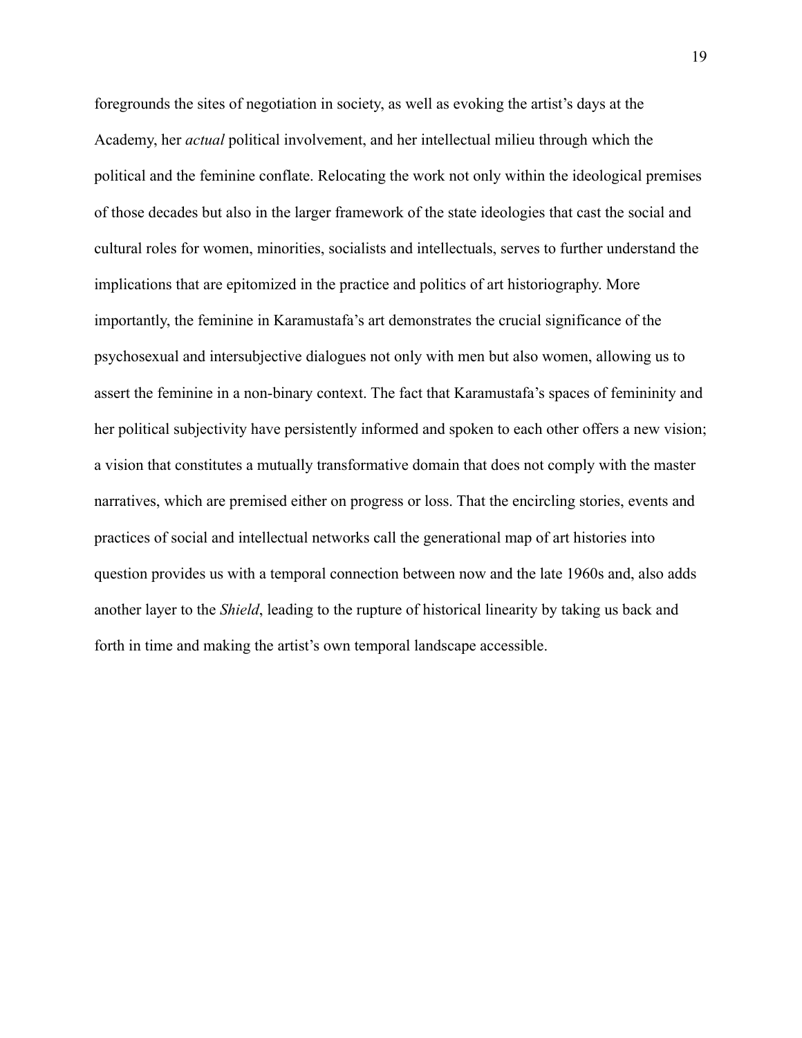foregrounds the sites of negotiation in society, as well as evoking the artist's days at the Academy, her *actual* political involvement, and her intellectual milieu through which the political and the feminine conflate. Relocating the work not only within the ideological premises of those decades but also in the larger framework of the state ideologies that cast the social and cultural roles for women, minorities, socialists and intellectuals, serves to further understand the implications that are epitomized in the practice and politics of art historiography. More importantly, the feminine in Karamustafa's art demonstrates the crucial significance of the psychosexual and intersubjective dialogues not only with men but also women, allowing us to assert the feminine in a non-binary context. The fact that Karamustafa's spaces of femininity and her political subjectivity have persistently informed and spoken to each other offers a new vision; a vision that constitutes a mutually transformative domain that does not comply with the master narratives, which are premised either on progress or loss. That the encircling stories, events and practices of social and intellectual networks call the generational map of art histories into question provides us with a temporal connection between now and the late 1960s and, also adds another layer to the *Shield*, leading to the rupture of historical linearity by taking us back and forth in time and making the artist's own temporal landscape accessible.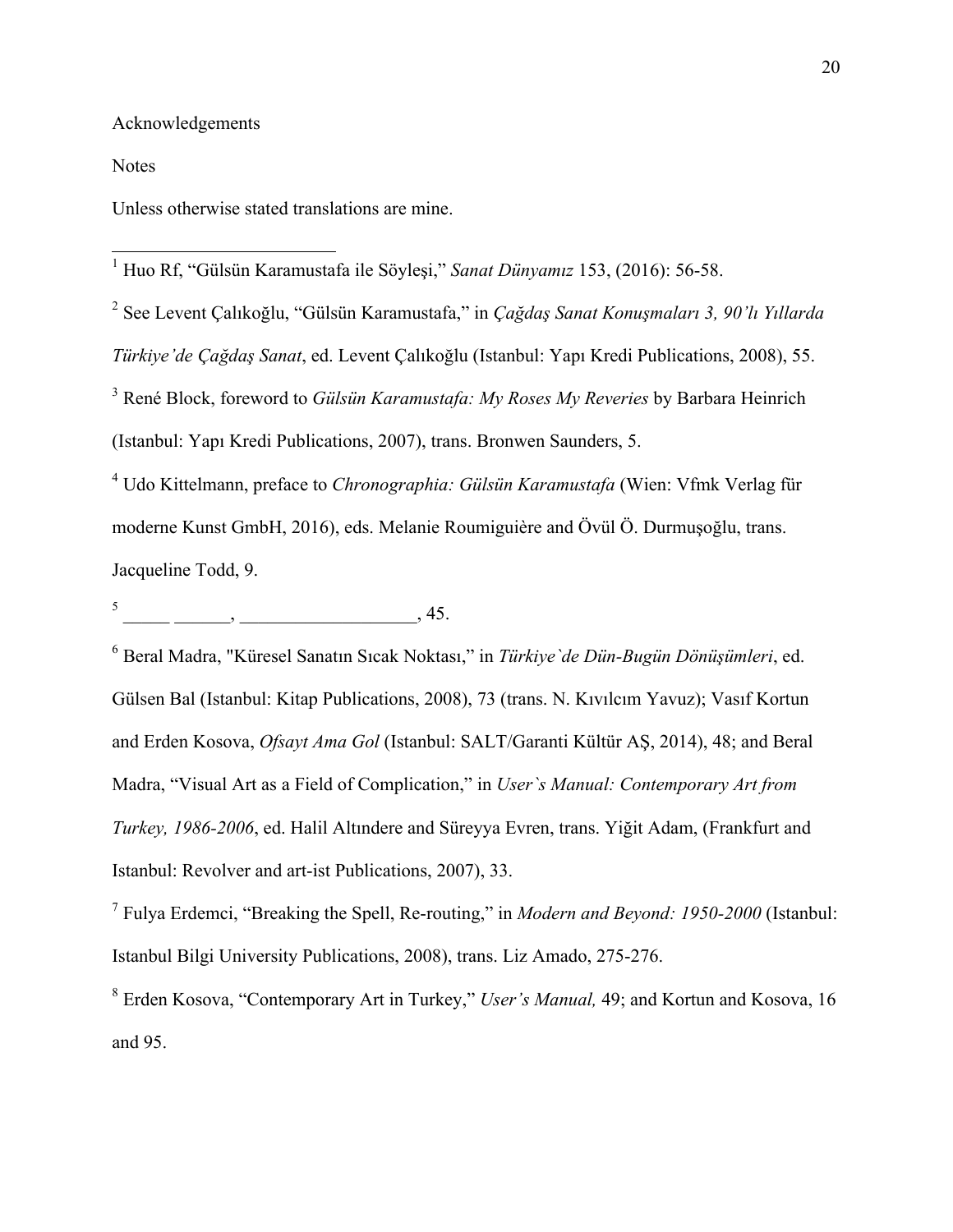Acknowledgements

Notes

Unless otherwise stated translations are mine.

---

[1] Huo Rf, "Gülsün Karamustafa ile Söyleşi," *Sanat Dünyamız* 153, (2016): 56-58.

[2] See Levent Çalıkoğlu, "Gülsün Karamustafa," in *Çağdaş Sanat Konuşmaları 3, 90'lı Yıllarda Türkiye'de Çağdaş Sanat*, ed. Levent Çalıkoğlu (Istanbul: Yapı Kredi Publications, 2008), 55.

[3] René Block, foreword to *Gülsün Karamustafa: My Roses My Reveries* by Barbara Heinrich (Istanbul: Yapı Kredi Publications, 2007), trans. Bronwen Saunders, 5.

[4] Udo Kittelmann, preface to *Chronographia: Gülsün Karamustafa* (Wien: Vfmk Verlag für moderne Kunst GmbH, 2016), eds. Melanie Roumiguière and Övül Ö. Durmuşoğlu, trans. Jacqueline Todd, 9.

[5] _____ ______, __________________, 45.

[6] Beral Madra, "Küresel Sanatın Sıcak Noktası," in *Türkiye`de Dün-Bugün Dönüşümleri*, ed. Gülsen Bal (Istanbul: Kitap Publications, 2008), 73 (trans. N. Kıvılcım Yavuz); Vasıf Kortun and Erden Kosova, *Ofsayt Ama Gol* (Istanbul: SALT/Garanti Kültür AŞ, 2014), 48; and Beral Madra, "Visual Art as a Field of Complication," in *User`s Manual: Contemporary Art from Turkey, 1986-2006*, ed. Halil Altındere and Süreyya Evren, trans. Yiğit Adam, (Frankfurt and Istanbul: Revolver and art-ist Publications, 2007), 33.

[7] Fulya Erdemci, "Breaking the Spell, Re-routing," in *Modern and Beyond: 1950-2000* (Istanbul: Istanbul Bilgi University Publications, 2008), trans. Liz Amado, 275-276.

[8] Erden Kosova, "Contemporary Art in Turkey," *User's Manual,* 49; and Kortun and Kosova, 16 and 95.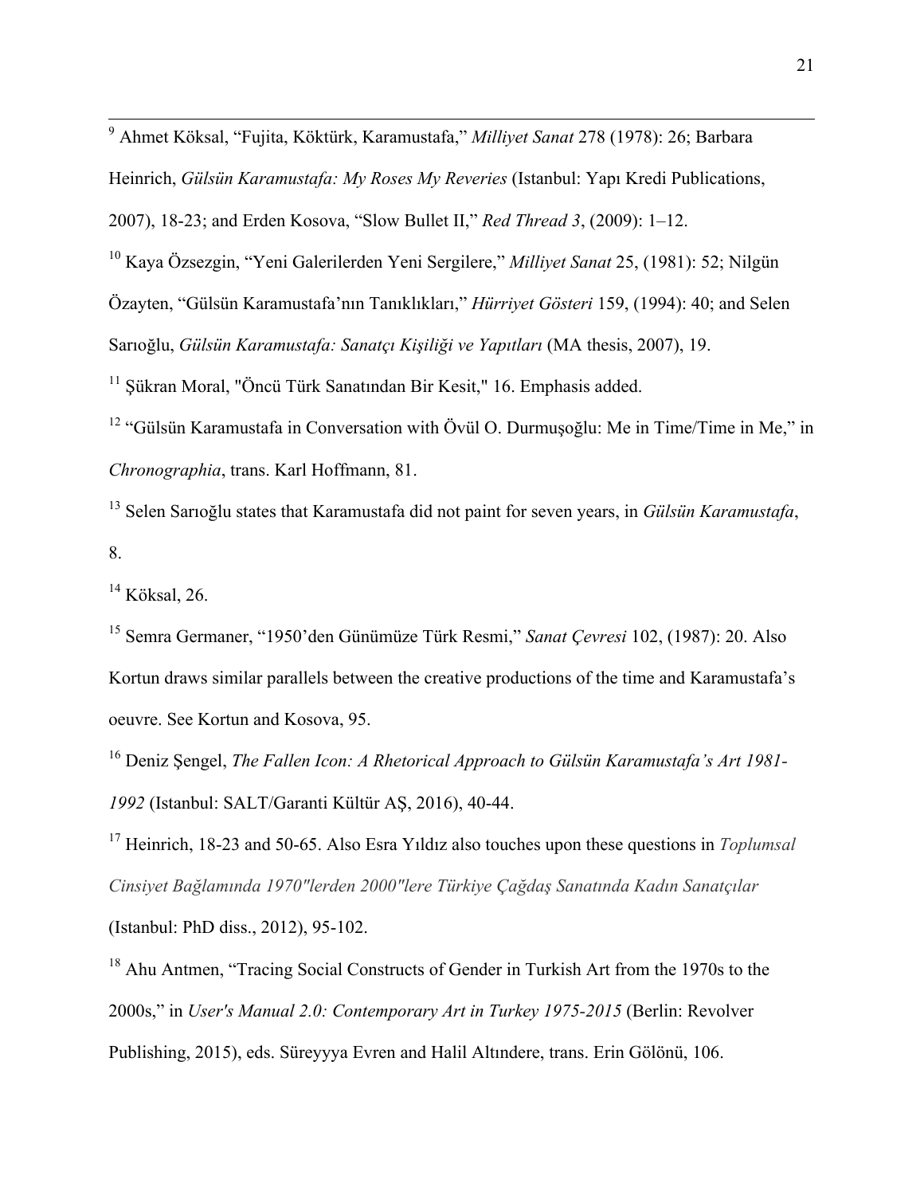[9] Ahmet Köksal, "Fujita, Köktürk, Karamustafa," *Milliyet Sanat* 278 (1978): 26; Barbara Heinrich, *Gülsün Karamustafa: My Roses My Reveries* (Istanbul: Yapı Kredi Publications, 2007), 18-23; and Erden Kosova, "Slow Bullet II," *Red Thread 3*, (2009): 1–12.

[10] Kaya Özsezgin, "Yeni Galerilerden Yeni Sergilere," *Milliyet Sanat* 25, (1981): 52; Nilgün Özayten, "Gülsün Karamustafa'nın Tanıklıkları," *Hürriyet Gösteri* 159, (1994): 40; and Selen Sarıoğlu, *Gülsün Karamustafa: Sanatçı Kişiliği ve Yapıtları* (MA thesis, 2007), 19.

[11] Şükran Moral, "Öncü Türk Sanatından Bir Kesit," 16. Emphasis added.

[12] "Gülsün Karamustafa in Conversation with Övül O. Durmuşoğlu: Me in Time/Time in Me," in *Chronographia*, trans. Karl Hoffmann, 81.

[13] Selen Sarıoğlu states that Karamustafa did not paint for seven years, in *Gülsün Karamustafa*, 8.

[14] Köksal, 26.

[15] Semra Germaner, "1950'den Günümüze Türk Resmi," *Sanat Çevresi* 102, (1987): 20. Also Kortun draws similar parallels between the creative productions of the time and Karamustafa's oeuvre. See Kortun and Kosova, 95.

[16] Deniz Şengel, *The Fallen Icon: A Rhetorical Approach to Gülsün Karamustafa's Art 1981-1992* (Istanbul: SALT/Garanti Kültür AŞ, 2016), 40-44.

[17] Heinrich, 18-23 and 50-65. Also Esra Yıldız also touches upon these questions in *Toplumsal Cinsiyet Bağlamında 1970"lerden 2000"lere Türkiye Çağdaş Sanatında Kadın Sanatçılar* (Istanbul: PhD diss., 2012), 95-102.

[18] Ahu Antmen, "Tracing Social Constructs of Gender in Turkish Art from the 1970s to the 2000s," in *User's Manual 2.0: Contemporary Art in Turkey 1975-2015* (Berlin: Revolver Publishing, 2015), eds. Süreyyya Evren and Halil Altındere, trans. Erin Gölönü, 106.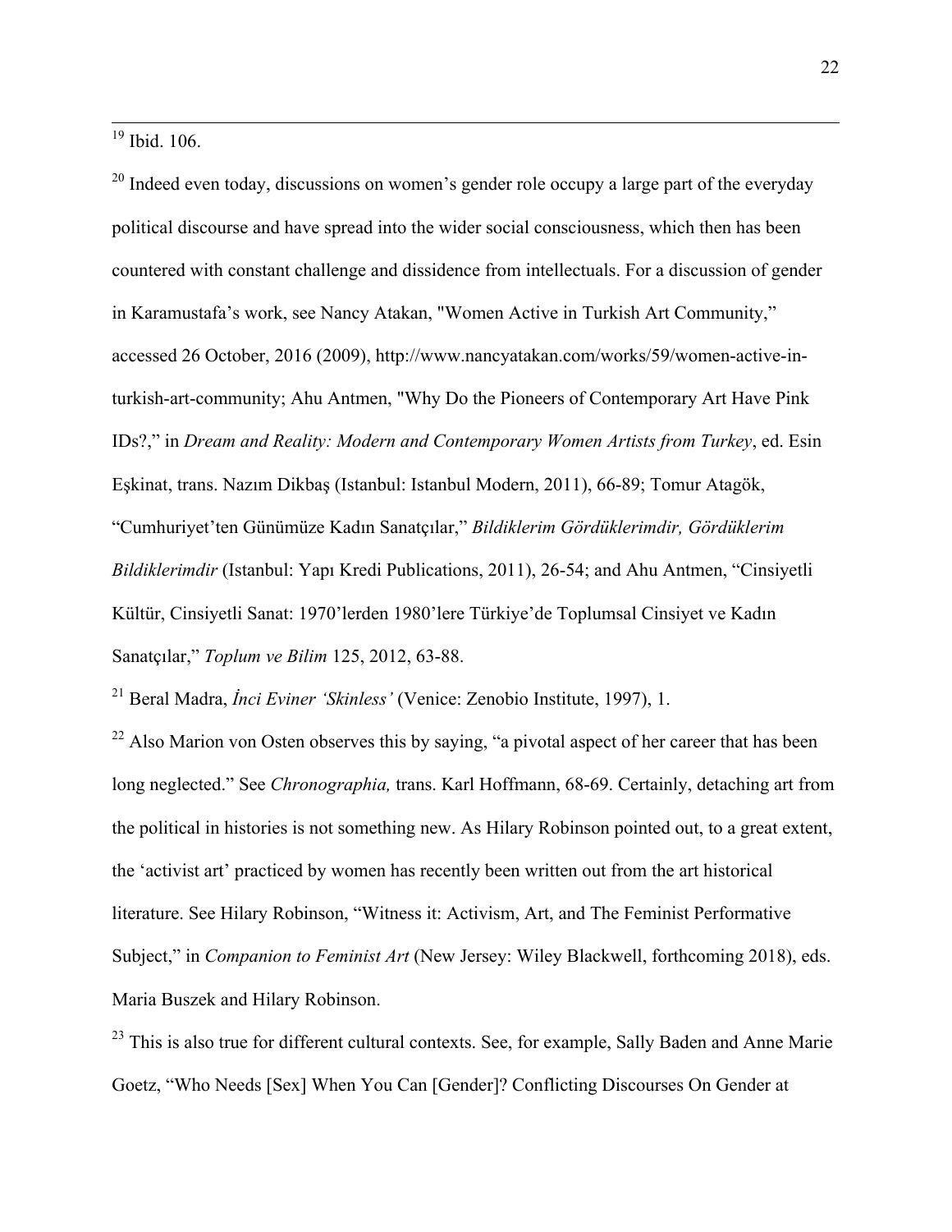[19] Ibid. 106.

[20] Indeed even today, discussions on women's gender role occupy a large part of the everyday political discourse and have spread into the wider social consciousness, which then has been countered with constant challenge and dissidence from intellectuals. For a discussion of gender in Karamustafa's work, see Nancy Atakan, "Women Active in Turkish Art Community," accessed 26 October, 2016 (2009), http://www.nancyatakan.com/works/59/women-active-in-turkish-art-community; Ahu Antmen, "Why Do the Pioneers of Contemporary Art Have Pink IDs?," in *Dream and Reality: Modern and Contemporary Women Artists from Turkey*, ed. Esin Eşkinat, trans. Nazım Dikbaş (Istanbul: Istanbul Modern, 2011), 66-89; Tomur Atagök, "Cumhuriyet'ten Günümüze Kadın Sanatçılar," *Bildiklerim Gördüklerimdir, Gördüklerim Bildiklerimdir* (Istanbul: Yapı Kredi Publications, 2011), 26-54; and Ahu Antmen, "Cinsiyetli Kültür, Cinsiyetli Sanat: 1970'lerden 1980'lere Türkiye'de Toplumsal Cinsiyet ve Kadın Sanatçılar," *Toplum ve Bilim* 125, 2012, 63-88.

[21] Beral Madra, *İnci Eviner 'Skinless'* (Venice: Zenobio Institute, 1997), 1.

[22] Also Marion von Osten observes this by saying, "a pivotal aspect of her career that has been long neglected." See *Chronographia,* trans. Karl Hoffmann, 68-69. Certainly, detaching art from the political in histories is not something new. As Hilary Robinson pointed out, to a great extent, the 'activist art' practiced by women has recently been written out from the art historical literature. See Hilary Robinson, "Witness it: Activism, Art, and The Feminist Performative Subject," in *Companion to Feminist Art* (New Jersey: Wiley Blackwell, forthcoming 2018), eds. Maria Buszek and Hilary Robinson.

[23] This is also true for different cultural contexts. See, for example, Sally Baden and Anne Marie Goetz, "Who Needs [Sex] When You Can [Gender]? Conflicting Discourses On Gender at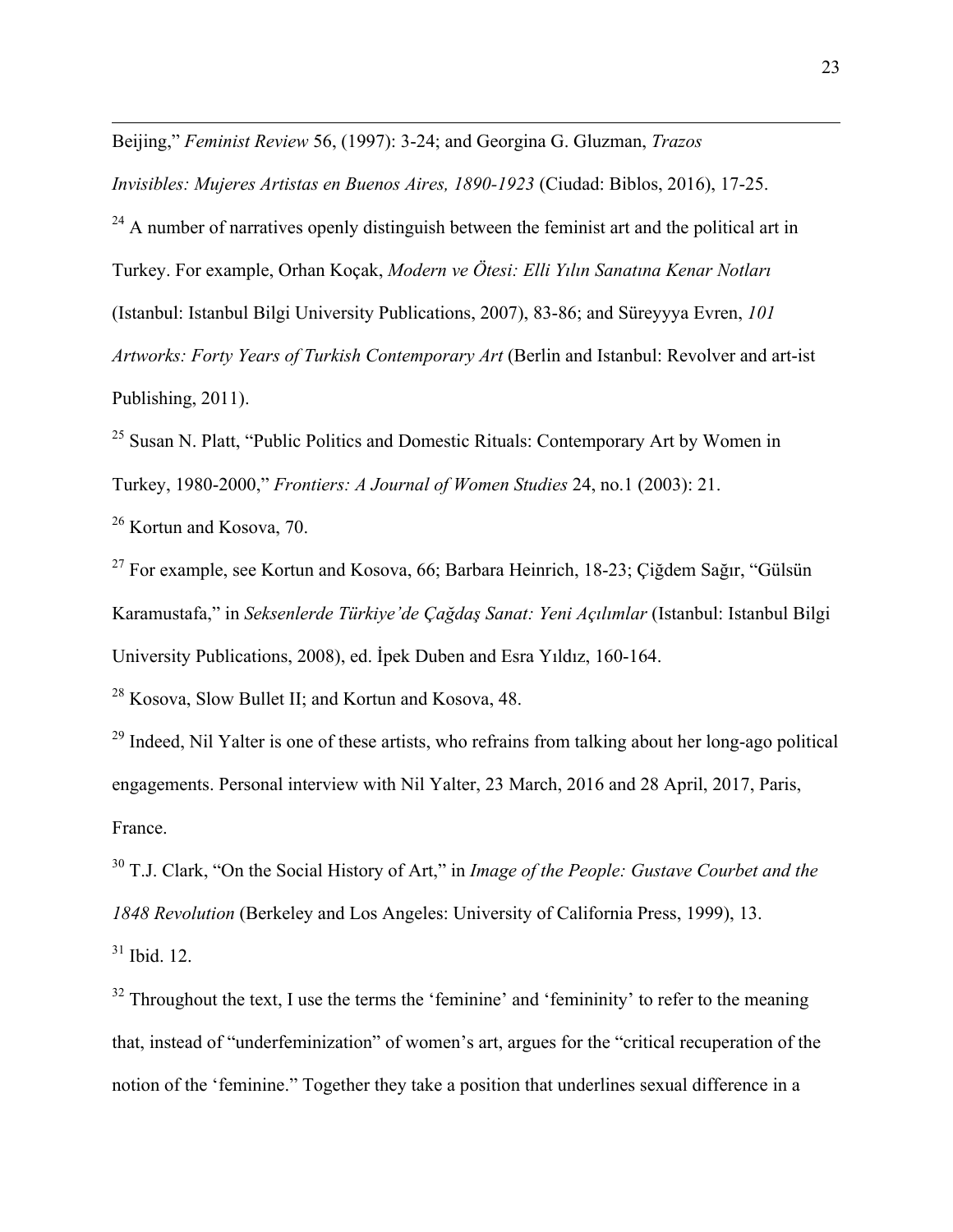Beijing," *Feminist Review* 56, (1997): 3-24; and Georgina G. Gluzman, *Trazos Invisibles: Mujeres Artistas en Buenos Aires, 1890-1923* (Ciudad: Biblos, 2016), 17-25.

[24] A number of narratives openly distinguish between the feminist art and the political art in Turkey. For example, Orhan Koçak, *Modern ve Ötesi: Elli Yılın Sanatına Kenar Notları* (Istanbul: Istanbul Bilgi University Publications, 2007), 83-86; and Süreyyya Evren, *101 Artworks: Forty Years of Turkish Contemporary Art* (Berlin and Istanbul: Revolver and art-ist Publishing, 2011).

[25] Susan N. Platt, "Public Politics and Domestic Rituals: Contemporary Art by Women in Turkey, 1980-2000," *Frontiers: A Journal of Women Studies* 24, no.1 (2003): 21.

[26] Kortun and Kosova, 70.

[27] For example, see Kortun and Kosova, 66; Barbara Heinrich, 18-23; Çiğdem Sağır, "Gülsün Karamustafa," in *Seksenlerde Türkiye'de Çağdaş Sanat: Yeni Açılımlar* (Istanbul: Istanbul Bilgi University Publications, 2008), ed. İpek Duben and Esra Yıldız, 160-164.

[28] Kosova, Slow Bullet II; and Kortun and Kosova, 48.

[29] Indeed, Nil Yalter is one of these artists, who refrains from talking about her long-ago political engagements. Personal interview with Nil Yalter, 23 March, 2016 and 28 April, 2017, Paris, France.

[30] T.J. Clark, "On the Social History of Art," in *Image of the People: Gustave Courbet and the 1848 Revolution* (Berkeley and Los Angeles: University of California Press, 1999), 13.

[31] Ibid. 12.

[32] Throughout the text, I use the terms the 'feminine' and 'femininity' to refer to the meaning that, instead of "underfeminization" of women's art, argues for the "critical recuperation of the notion of the 'feminine." Together they take a position that underlines sexual difference in a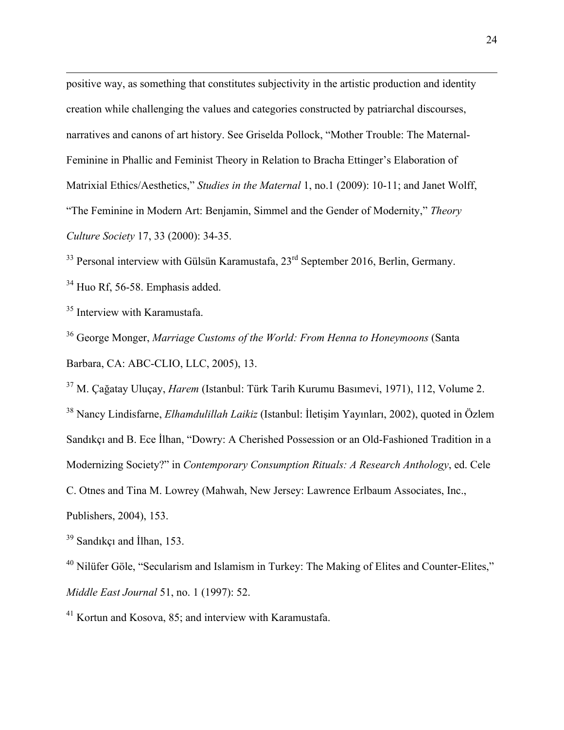positive way, as something that constitutes subjectivity in the artistic production and identity creation while challenging the values and categories constructed by patriarchal discourses, narratives and canons of art history. See Griselda Pollock, "Mother Trouble: The Maternal-Feminine in Phallic and Feminist Theory in Relation to Bracha Ettinger's Elaboration of Matrixial Ethics/Aesthetics," *Studies in the Maternal* 1, no.1 (2009): 10-11; and Janet Wolff, "The Feminine in Modern Art: Benjamin, Simmel and the Gender of Modernity," *Theory Culture Society* 17, 33 (2000): 34-35.

[33] Personal interview with Gülsün Karamustafa, 23rd September 2016, Berlin, Germany.

[34] Huo Rf, 56-58. Emphasis added.

[35] Interview with Karamustafa.

[36] George Monger, *Marriage Customs of the World: From Henna to Honeymoons* (Santa Barbara, CA: ABC-CLIO, LLC, 2005), 13.

[37] M. Çağatay Uluçay, *Harem* (Istanbul: Türk Tarih Kurumu Basımevi, 1971), 112, Volume 2.

[38] Nancy Lindisfarne, *Elhamdulillah Laikiz* (Istanbul: İletişim Yayınları, 2002), quoted in Özlem Sandıkçı and B. Ece İlhan, "Dowry: A Cherished Possession or an Old-Fashioned Tradition in a Modernizing Society?" in *Contemporary Consumption Rituals: A Research Anthology*, ed. Cele C. Otnes and Tina M. Lowrey (Mahwah, New Jersey: Lawrence Erlbaum Associates, Inc., Publishers, 2004), 153.

[39] Sandıkçı and İlhan, 153.

[40] Nilüfer Göle, "Secularism and Islamism in Turkey: The Making of Elites and Counter-Elites," *Middle East Journal* 51, no. 1 (1997): 52.

[41] Kortun and Kosova, 85; and interview with Karamustafa.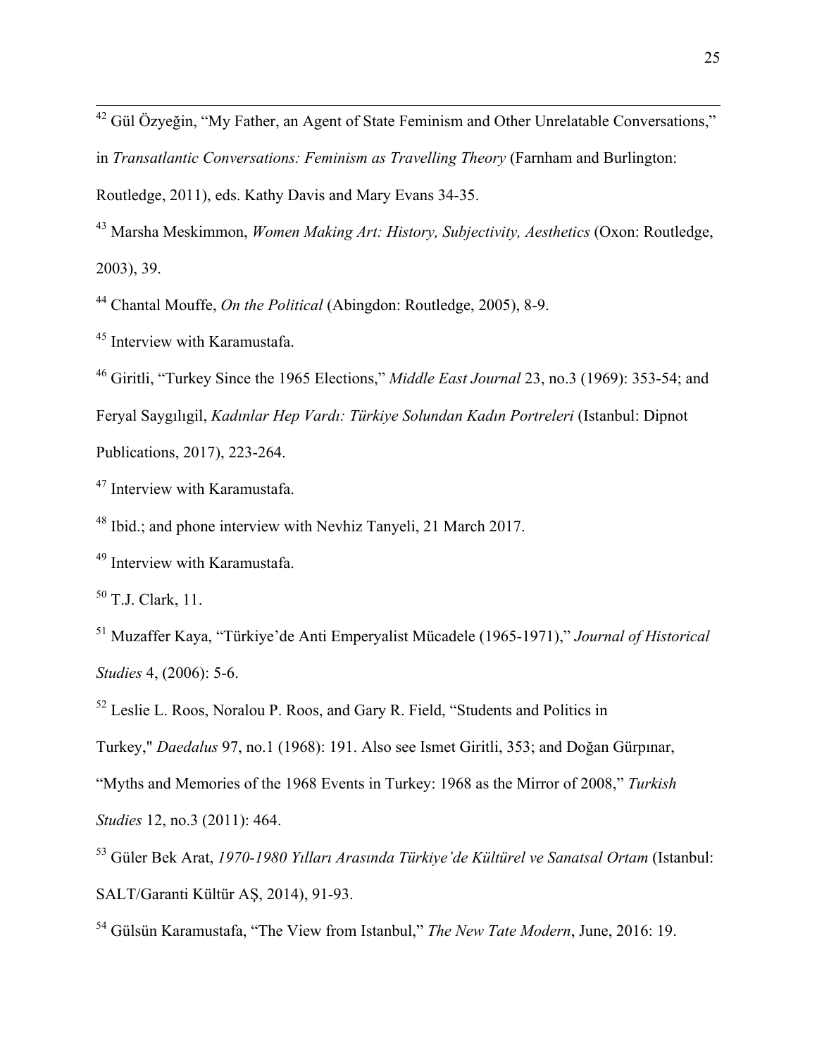[42] Gül Özyeğin, "My Father, an Agent of State Feminism and Other Unrelatable Conversations," in *Transatlantic Conversations: Feminism as Travelling Theory* (Farnham and Burlington: Routledge, 2011), eds. Kathy Davis and Mary Evans 34-35.

[43] Marsha Meskimmon, *Women Making Art: History, Subjectivity, Aesthetics* (Oxon: Routledge, 2003), 39.

[44] Chantal Mouffe, *On the Political* (Abingdon: Routledge, 2005), 8-9.

[45] Interview with Karamustafa.

[46] Giritli, "Turkey Since the 1965 Elections," *Middle East Journal* 23, no.3 (1969): 353-54; and Feryal Saygılıgil, *Kadınlar Hep Vardı: Türkiye Solundan Kadın Portreleri* (Istanbul: Dipnot Publications, 2017), 223-264.

[47] Interview with Karamustafa.

[48] Ibid.; and phone interview with Nevhiz Tanyeli, 21 March 2017.

[49] Interview with Karamustafa.

[50] T.J. Clark, 11.

[51] Muzaffer Kaya, "Türkiye'de Anti Emperyalist Mücadele (1965-1971)," *Journal of Historical Studies* 4, (2006): 5-6.

[52] Leslie L. Roos, Noralou P. Roos, and Gary R. Field, "Students and Politics in Turkey," *Daedalus* 97, no.1 (1968): 191. Also see Ismet Giritli, 353; and Doğan Gürpınar, "Myths and Memories of the 1968 Events in Turkey: 1968 as the Mirror of 2008," *Turkish Studies* 12, no.3 (2011): 464.

[53] Güler Bek Arat, *1970-1980 Yılları Arasında Türkiye'de Kültürel ve Sanatsal Ortam* (Istanbul: SALT/Garanti Kültür AŞ, 2014), 91-93.

[54] Gülsün Karamustafa, "The View from Istanbul," *The New Tate Modern*, June, 2016: 19.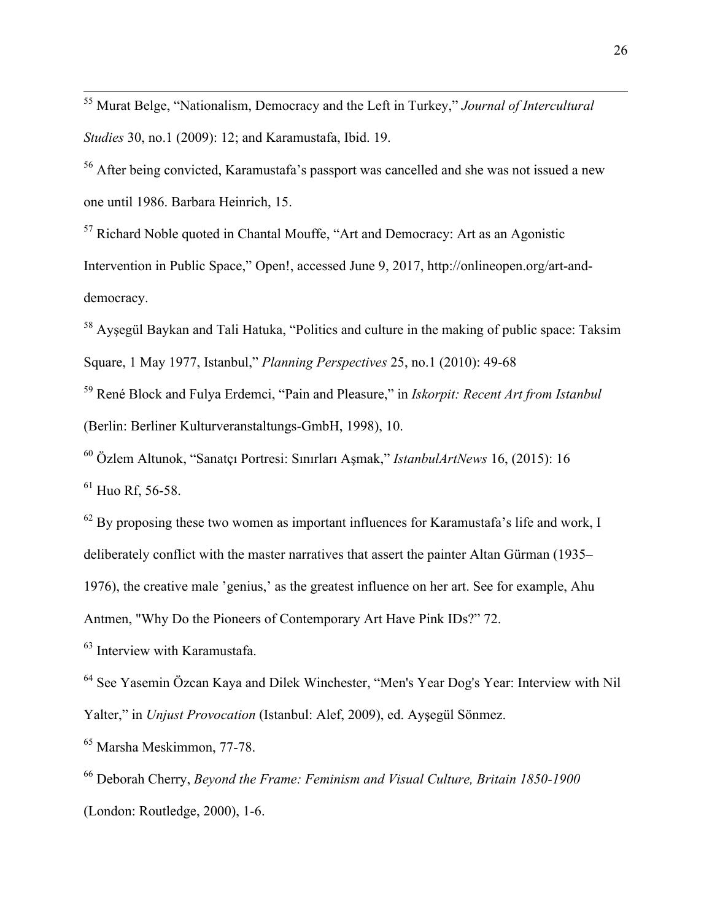[55] Murat Belge, "Nationalism, Democracy and the Left in Turkey," *Journal of Intercultural Studies* 30, no.1 (2009): 12; and Karamustafa, Ibid. 19.

[56] After being convicted, Karamustafa's passport was cancelled and she was not issued a new one until 1986. Barbara Heinrich, 15.

[57] Richard Noble quoted in Chantal Mouffe, "Art and Democracy: Art as an Agonistic Intervention in Public Space," Open!, accessed June 9, 2017, http://onlineopen.org/art-and-democracy.

[58] Ayşegül Baykan and Tali Hatuka, "Politics and culture in the making of public space: Taksim Square, 1 May 1977, Istanbul," *Planning Perspectives* 25, no.1 (2010): 49-68

[59] René Block and Fulya Erdemci, "Pain and Pleasure," in *Iskorpit: Recent Art from Istanbul* (Berlin: Berliner Kulturveranstaltungs-GmbH, 1998), 10.

[60] Özlem Altunok, "Sanatçı Portresi: Sınırları Aşmak," *IstanbulArtNews* 16, (2015): 16

[61] Huo Rf, 56-58.

[62] By proposing these two women as important influences for Karamustafa's life and work, I deliberately conflict with the master narratives that assert the painter Altan Gürman (1935–1976), the creative male 'genius,' as the greatest influence on her art. See for example, Ahu Antmen, "Why Do the Pioneers of Contemporary Art Have Pink IDs?" 72.

[63] Interview with Karamustafa.

[64] See Yasemin Özcan Kaya and Dilek Winchester, "Men's Year Dog's Year: Interview with Nil Yalter," in *Unjust Provocation* (Istanbul: Alef, 2009), ed. Ayşegül Sönmez.

[65] Marsha Meskimmon, 77-78.

[66] Deborah Cherry, *Beyond the Frame: Feminism and Visual Culture, Britain 1850-1900* (London: Routledge, 2000), 1-6.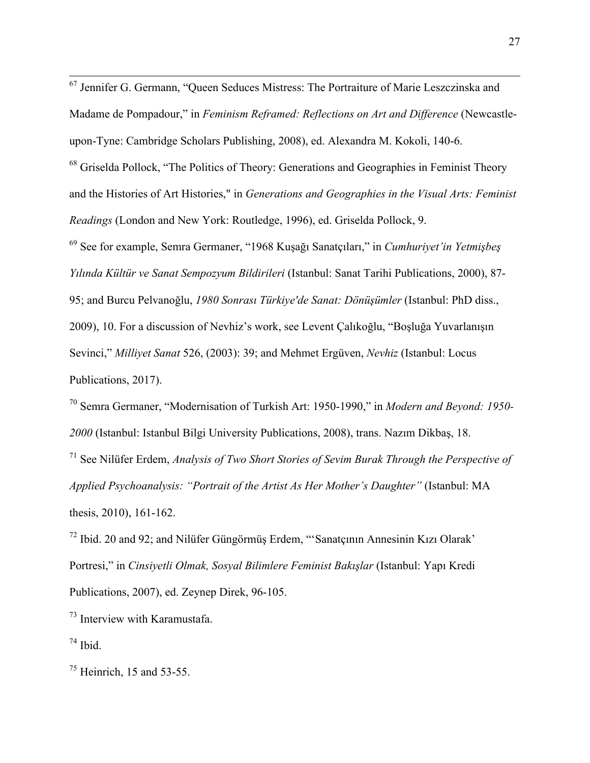[67] Jennifer G. Germann, "Queen Seduces Mistress: The Portraiture of Marie Leszczinska and Madame de Pompadour," in *Feminism Reframed: Reflections on Art and Difference* (Newcastle-upon-Tyne: Cambridge Scholars Publishing, 2008), ed. Alexandra M. Kokoli, 140-6.

[68] Griselda Pollock, "The Politics of Theory: Generations and Geographies in Feminist Theory and the Histories of Art Histories," in *Generations and Geographies in the Visual Arts: Feminist Readings* (London and New York: Routledge, 1996), ed. Griselda Pollock, 9.

[69] See for example, Semra Germaner, "1968 Kuşağı Sanatçıları," in *Cumhuriyet'in Yetmişbeş Yılında Kültür ve Sanat Sempozyum Bildirileri* (Istanbul: Sanat Tarihi Publications, 2000), 87-95; and Burcu Pelvanoğlu, *1980 Sonrası Türkiye'de Sanat: Dönüşümler* (Istanbul: PhD diss., 2009), 10. For a discussion of Nevhiz's work, see Levent Çalıkoğlu, "Boşluğa Yuvarlanışın Sevinci," *Milliyet Sanat* 526, (2003): 39; and Mehmet Ergüven, *Nevhiz* (Istanbul: Locus Publications, 2017).

[70] Semra Germaner, "Modernisation of Turkish Art: 1950-1990," in *Modern and Beyond: 1950-2000* (Istanbul: Istanbul Bilgi University Publications, 2008), trans. Nazım Dikbaş, 18.

[71] See Nilüfer Erdem, *Analysis of Two Short Stories of Sevim Burak Through the Perspective of Applied Psychoanalysis: "Portrait of the Artist As Her Mother's Daughter"* (Istanbul: MA thesis, 2010), 161-162.

[72] Ibid. 20 and 92; and Nilüfer Güngörmüş Erdem, "'Sanatçının Annesinin Kızı Olarak' Portresi," in *Cinsiyetli Olmak, Sosyal Bilimlere Feminist Bakışlar* (Istanbul: Yapı Kredi Publications, 2007), ed. Zeynep Direk, 96-105.

[73] Interview with Karamustafa.

[74] Ibid.

[75] Heinrich, 15 and 53-55.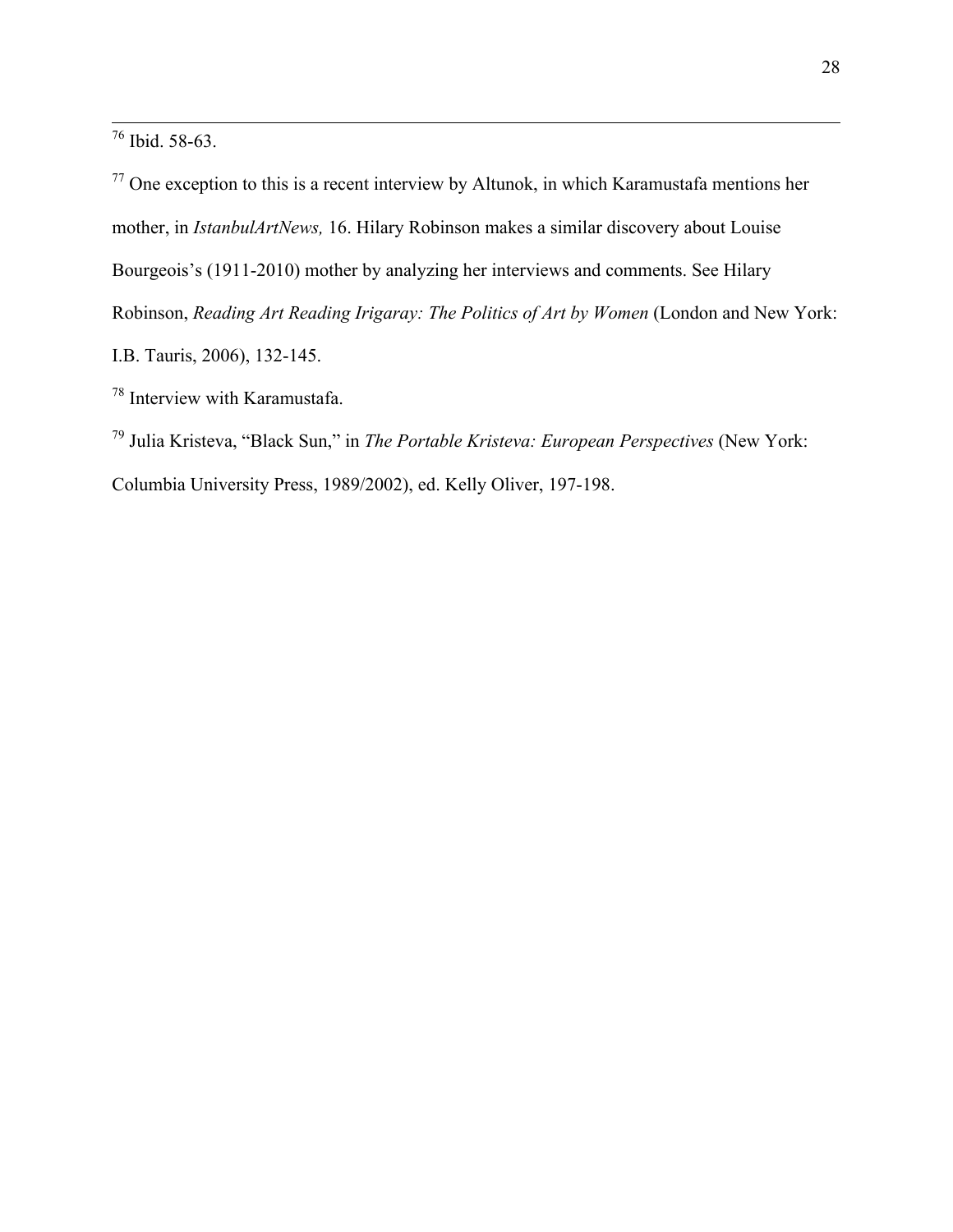[76] Ibid. 58-63.

[77] One exception to this is a recent interview by Altunok, in which Karamustafa mentions her mother, in *IstanbulArtNews,* 16. Hilary Robinson makes a similar discovery about Louise Bourgeois's (1911-2010) mother by analyzing her interviews and comments. See Hilary Robinson, *Reading Art Reading Irigaray: The Politics of Art by Women* (London and New York: I.B. Tauris, 2006), 132-145.

[78] Interview with Karamustafa.

[79] Julia Kristeva, "Black Sun," in *The Portable Kristeva: European Perspectives* (New York: Columbia University Press, 1989/2002), ed. Kelly Oliver, 197-198.